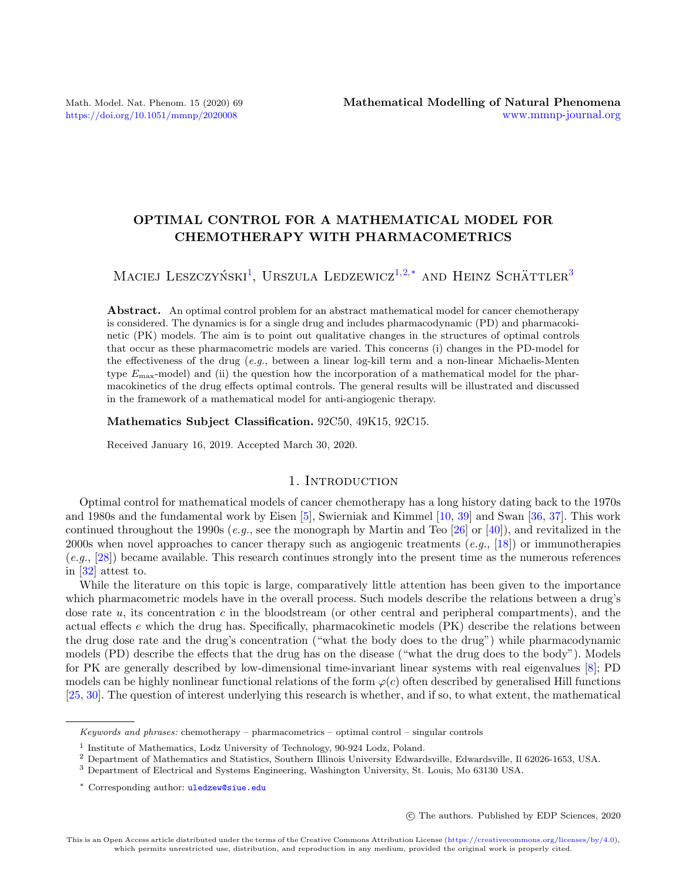# OPTIMAL CONTROL FOR A MATHEMATICAL MODEL FOR CHEMOTHERAPY WITH PHARMACOMETRICS

Maciej Leszczyński[1], Urszula Ledzewicz[1,2,*] and Heinz Schättler[3]

**Abstract.** An optimal control problem for an abstract mathematical model for cancer chemotherapy is considered. The dynamics is for a single drug and includes pharmacodynamic (PD) and pharmacokinetic (PK) models. The aim is to point out qualitative changes in the structures of optimal controls that occur as these pharmacometric models are varied. This concerns (i) changes in the PD-model for the effectiveness of the drug (*e.g.*, between a linear log-kill term and a non-linear Michaelis-Menten type $E_{\max}$-model) and (ii) the question how the incorporation of a mathematical model for the pharmacokinetics of the drug effects optimal controls. The general results will be illustrated and discussed in the framework of a mathematical model for anti-angiogenic therapy.

**Mathematics Subject Classification.** 92C50, 49K15, 92C15.

Received January 16, 2019. Accepted March 30, 2020.

## 1. Introduction

Optimal control for mathematical models of cancer chemotherapy has a long history dating back to the 1970s and 1980s and the fundamental work by Eisen [5], Swierniak and Kimmel [10, 39] and Swan [36, 37]. This work continued throughout the 1990s (*e.g.*, see the monograph by Martin and Teo [26] or [40]), and revitalized in the 2000s when novel approaches to cancer therapy such as angiogenic treatments (*e.g.*, [18]) or immunotherapies (*e.g.*, [28]) became available. This research continues strongly into the present time as the numerous references in [32] attest to.

While the literature on this topic is large, comparatively little attention has been given to the importance which pharmacometric models have in the overall process. Such models describe the relations between a drug's dose rate $u$, its concentration $c$ in the bloodstream (or other central and peripheral compartments), and the actual effects $e$ which the drug has. Specifically, pharmacokinetic models (PK) describe the relations between the drug dose rate and the drug's concentration ("what the body does to the drug") while pharmacodynamic models (PD) describe the effects that the drug has on the disease ("what the drug does to the body"). Models for PK are generally described by low-dimensional time-invariant linear systems with real eigenvalues [8]; PD models can be highly nonlinear functional relations of the form $\varphi(c)$ often described by generalised Hill functions [25, 30]. The question of interest underlying this research is whether, and if so, to what extent, the mathematical

---

*Keywords and phrases:* chemotherapy – pharmacometrics – optimal control – singular controls

[1] Institute of Mathematics, Lodz University of Technology, 90-924 Lodz, Poland.

[2] Department of Mathematics and Statistics, Southern Illinois University Edwardsville, Edwardsville, Il 62026-1653, USA.

[3] Department of Electrical and Systems Engineering, Washington University, St. Louis, Mo 63130 USA.

[*] Corresponding author: uledzew@siue.edu

© The authors. Published by EDP Sciences, 2020

This is an Open Access article distributed under the terms of the Creative Commons Attribution License (https://creativecommons.org/licenses/by/4.0), which permits unrestricted use, distribution, and reproduction in any medium, provided the original work is properly cited.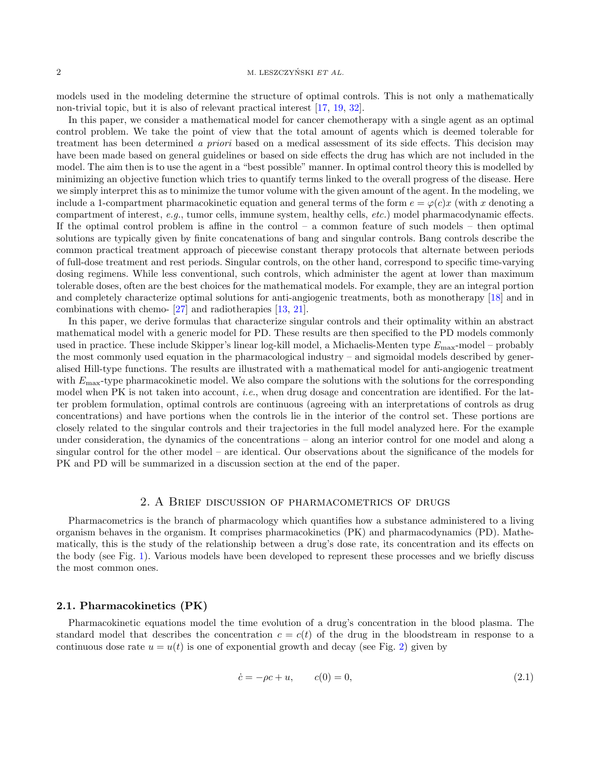models used in the modeling determine the structure of optimal controls. This is not only a mathematically non-trivial topic, but it is also of relevant practical interest [17, 19, 32].

In this paper, we consider a mathematical model for cancer chemotherapy with a single agent as an optimal control problem. We take the point of view that the total amount of agents which is deemed tolerable for treatment has been determined *a priori* based on a medical assessment of its side effects. This decision may have been made based on general guidelines or based on side effects the drug has which are not included in the model. The aim then is to use the agent in a "best possible" manner. In optimal control theory this is modelled by minimizing an objective function which tries to quantify terms linked to the overall progress of the disease. Here we simply interpret this as to minimize the tumor volume with the given amount of the agent. In the modeling, we include a 1-compartment pharmacokinetic equation and general terms of the form $e = \varphi(c)x$ (with $x$ denoting a compartment of interest, *e.g.*, tumor cells, immune system, healthy cells, *etc.*) model pharmacodynamic effects. If the optimal control problem is affine in the control – a common feature of such models – then optimal solutions are typically given by finite concatenations of bang and singular controls. Bang controls describe the common practical treatment approach of piecewise constant therapy protocols that alternate between periods of full-dose treatment and rest periods. Singular controls, on the other hand, correspond to specific time-varying dosing regimens. While less conventional, such controls, which administer the agent at lower than maximum tolerable doses, often are the best choices for the mathematical models. For example, they are an integral portion and completely characterize optimal solutions for anti-angiogenic treatments, both as monotherapy [18] and in combinations with chemo- [27] and radiotherapies [13, 21].

In this paper, we derive formulas that characterize singular controls and their optimality within an abstract mathematical model with a generic model for PD. These results are then specified to the PD models commonly used in practice. These include Skipper's linear log-kill model, a Michaelis-Menten type $E_{\max}$-model – probably the most commonly used equation in the pharmacological industry – and sigmoidal models described by generalised Hill-type functions. The results are illustrated with a mathematical model for anti-angiogenic treatment with $E_{\max}$-type pharmacokinetic model. We also compare the solutions with the solutions for the corresponding model when PK is not taken into account, *i.e.*, when drug dosage and concentration are identified. For the latter problem formulation, optimal controls are continuous (agreeing with an interpretations of controls as drug concentrations) and have portions when the controls lie in the interior of the control set. These portions are closely related to the singular controls and their trajectories in the full model analyzed here. For the example under consideration, the dynamics of the concentrations – along an interior control for one model and along a singular control for the other model – are identical. Our observations about the significance of the models for PK and PD will be summarized in a discussion section at the end of the paper.

## 2. A Brief discussion of pharmacometrics of drugs

Pharmacometrics is the branch of pharmacology which quantifies how a substance administered to a living organism behaves in the organism. It comprises pharmacokinetics (PK) and pharmacodynamics (PD). Mathematically, this is the study of the relationship between a drug's dose rate, its concentration and its effects on the body (see Fig. 1). Various models have been developed to represent these processes and we briefly discuss the most common ones.

### 2.1. Pharmacokinetics (PK)

Pharmacokinetic equations model the time evolution of a drug's concentration in the blood plasma. The standard model that describes the concentration $c = c(t)$ of the drug in the bloodstream in response to a continuous dose rate $u = u(t)$ is one of exponential growth and decay (see Fig. 2) given by

$$\dot{c} = -\rho c + u, \qquad c(0) = 0, \tag{2.1}$$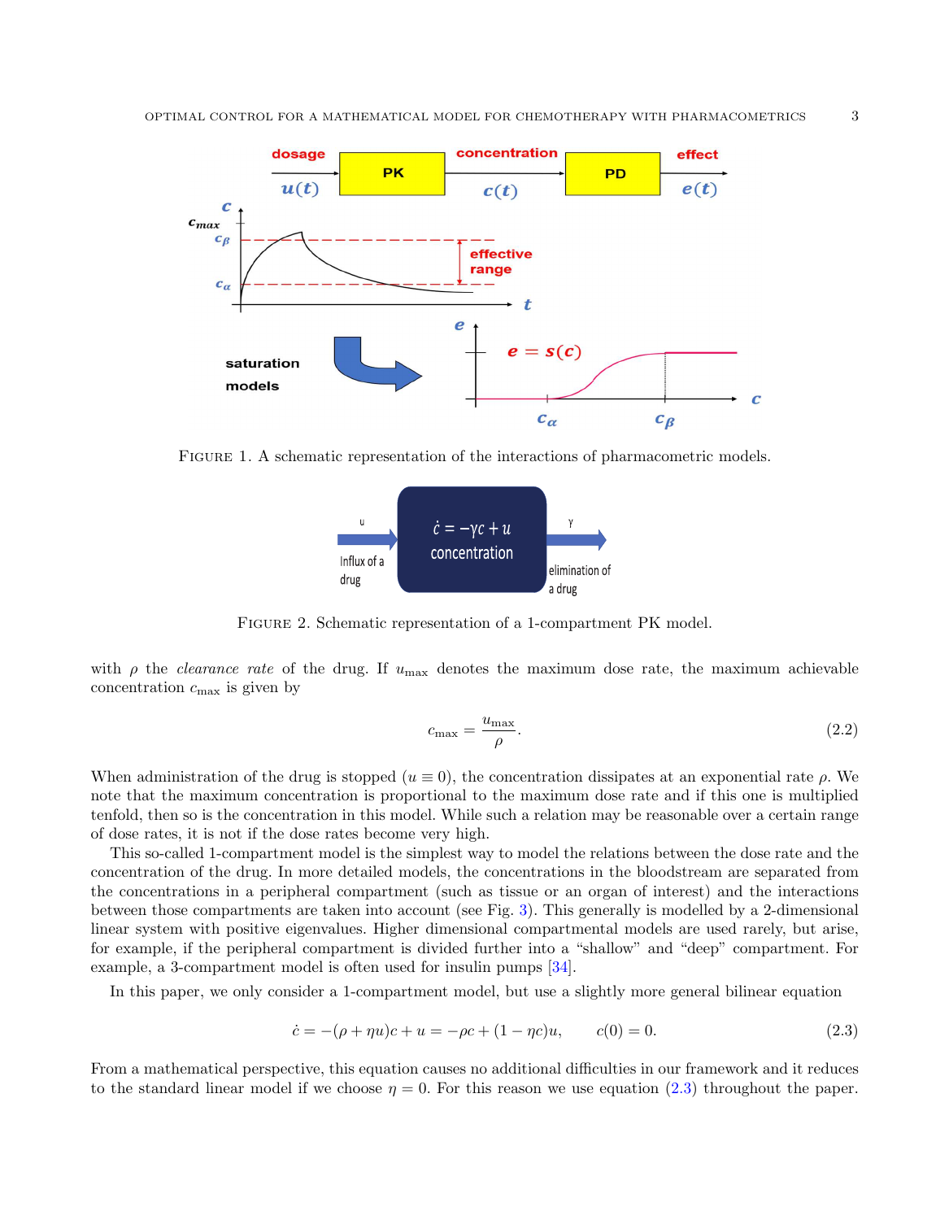FIGURE 1. A schematic representation of the interactions of pharmacometric models.

FIGURE 2. Schematic representation of a 1-compartment PK model.

with $\rho$ the *clearance rate* of the drug. If $u_{\max}$ denotes the maximum dose rate, the maximum achievable concentration $c_{\max}$ is given by

$$c_{\max} = \frac{u_{\max}}{\rho}. \tag{2.2}$$

When administration of the drug is stopped ($u \equiv 0$), the concentration dissipates at an exponential rate $\rho$. We note that the maximum concentration is proportional to the maximum dose rate and if this one is multiplied tenfold, then so is the concentration in this model. While such a relation may be reasonable over a certain range of dose rates, it is not if the dose rates become very high.

This so-called 1-compartment model is the simplest way to model the relations between the dose rate and the concentration of the drug. In more detailed models, the concentrations in the bloodstream are separated from the concentrations in a peripheral compartment (such as tissue or an organ of interest) and the interactions between those compartments are taken into account (see Fig. 3). This generally is modelled by a 2-dimensional linear system with positive eigenvalues. Higher dimensional compartmental models are used rarely, but arise, for example, if the peripheral compartment is divided further into a "shallow" and "deep" compartment. For example, a 3-compartment model is often used for insulin pumps [34].

In this paper, we only consider a 1-compartment model, but use a slightly more general bilinear equation

$$\dot{c} = -(\rho + \eta u)c + u = -\rho c + (1 - \eta c)u, \qquad c(0) = 0. \tag{2.3}$$

From a mathematical perspective, this equation causes no additional difficulties in our framework and it reduces to the standard linear model if we choose $\eta = 0$. For this reason we use equation (2.3) throughout the paper.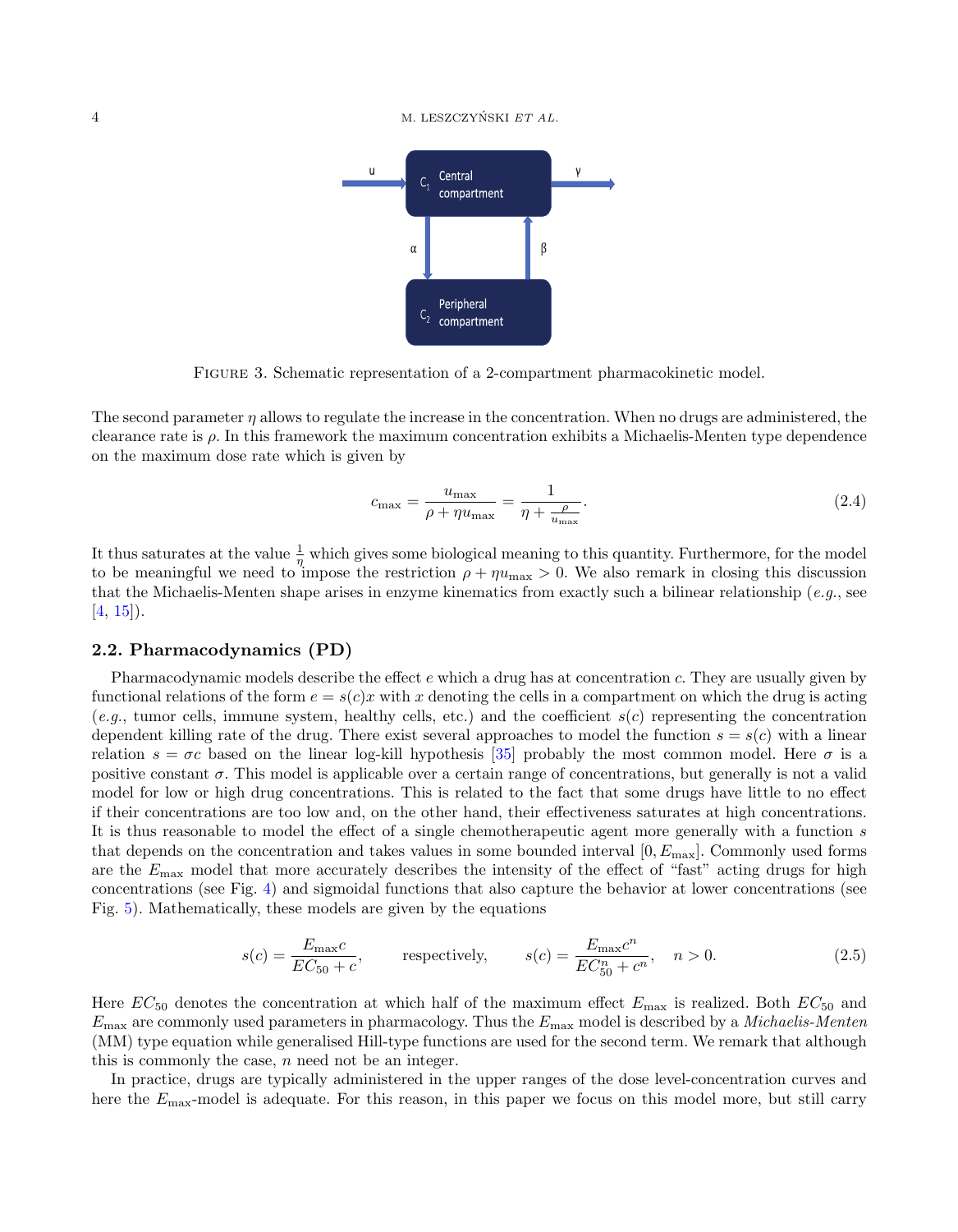FIGURE 3. Schematic representation of a 2-compartment pharmacokinetic model.

The second parameter $\eta$ allows to regulate the increase in the concentration. When no drugs are administered, the clearance rate is $\rho$. In this framework the maximum concentration exhibits a Michaelis-Menten type dependence on the maximum dose rate which is given by

$$c_{\max} = \frac{u_{\max}}{\rho + \eta u_{\max}} = \frac{1}{\eta + \frac{\rho}{u_{\max}}}. \tag{2.4}$$

It thus saturates at the value $\frac{1}{\eta}$ which gives some biological meaning to this quantity. Furthermore, for the model to be meaningful we need to impose the restriction $\rho + \eta u_{\max} > 0$. We also remark in closing this discussion that the Michaelis-Menten shape arises in enzyme kinematics from exactly such a bilinear relationship (*e.g.*, see [4, 15]).

## 2.2. Pharmacodynamics (PD)

Pharmacodynamic models describe the effect $e$ which a drug has at concentration $c$. They are usually given by functional relations of the form $e = s(c)x$ with $x$ denoting the cells in a compartment on which the drug is acting (*e.g.*, tumor cells, immune system, healthy cells, etc.) and the coefficient $s(c)$ representing the concentration dependent killing rate of the drug. There exist several approaches to model the function $s = s(c)$ with a linear relation $s = \sigma c$ based on the linear log-kill hypothesis [35] probably the most common model. Here $\sigma$ is a positive constant $\sigma$. This model is applicable over a certain range of concentrations, but generally is not a valid model for low or high drug concentrations. This is related to the fact that some drugs have little to no effect if their concentrations are too low and, on the other hand, their effectiveness saturates at high concentrations. It is thus reasonable to model the effect of a single chemotherapeutic agent more generally with a function $s$ that depends on the concentration and takes values in some bounded interval $[0, E_{\max}]$. Commonly used forms are the $E_{\max}$ model that more accurately describes the intensity of the effect of "fast" acting drugs for high concentrations (see Fig. 4) and sigmoidal functions that also capture the behavior at lower concentrations (see Fig. 5). Mathematically, these models are given by the equations

$$s(c) = \frac{E_{\max} c}{EC_{50} + c}, \qquad \text{respectively}, \qquad s(c) = \frac{E_{\max} c^n}{EC_{50}^n + c^n}, \quad n > 0. \tag{2.5}$$

Here $EC_{50}$ denotes the concentration at which half of the maximum effect $E_{\max}$ is realized. Both $EC_{50}$ and $E_{\max}$ are commonly used parameters in pharmacology. Thus the $E_{\max}$ model is described by a *Michaelis-Menten* (MM) type equation while generalised Hill-type functions are used for the second term. We remark that although this is commonly the case, $n$ need not be an integer.

In practice, drugs are typically administered in the upper ranges of the dose level-concentration curves and here the $E_{\max}$-model is adequate. For this reason, in this paper we focus on this model more, but still carry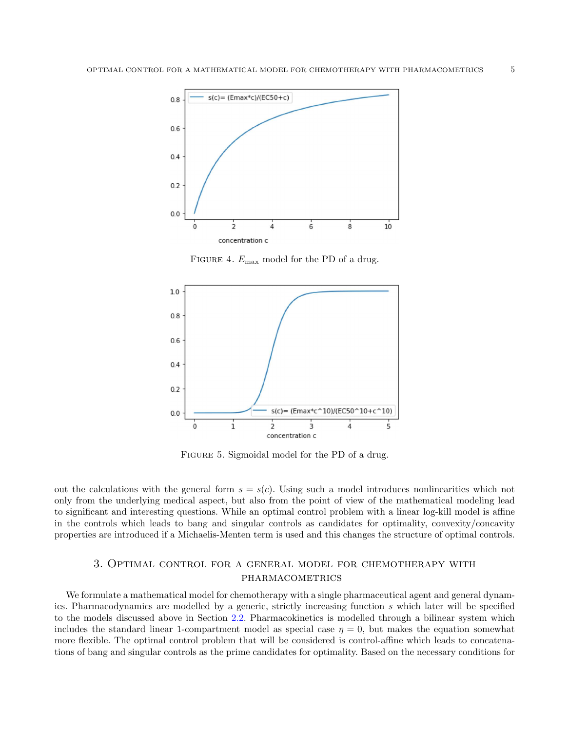FIGURE 4. $E_{\max}$ model for the PD of a drug.

FIGURE 5. Sigmoidal model for the PD of a drug.

out the calculations with the general form $s = s(c)$. Using such a model introduces nonlinearities which not only from the underlying medical aspect, but also from the point of view of the mathematical modeling lead to significant and interesting questions. While an optimal control problem with a linear log-kill model is affine in the controls which leads to bang and singular controls as candidates for optimality, convexity/concavity properties are introduced if a Michaelis-Menten term is used and this changes the structure of optimal controls.

## 3. Optimal control for a general model for chemotherapy with pharmacometrics

We formulate a mathematical model for chemotherapy with a single pharmaceutical agent and general dynamics. Pharmacodynamics are modelled by a generic, strictly increasing function $s$ which later will be specified to the models discussed above in Section 2.2. Pharmacokinetics is modelled through a bilinear system which includes the standard linear 1-compartment model as special case $\eta = 0$, but makes the equation somewhat more flexible. The optimal control problem that will be considered is control-affine which leads to concatenations of bang and singular controls as the prime candidates for optimality. Based on the necessary conditions for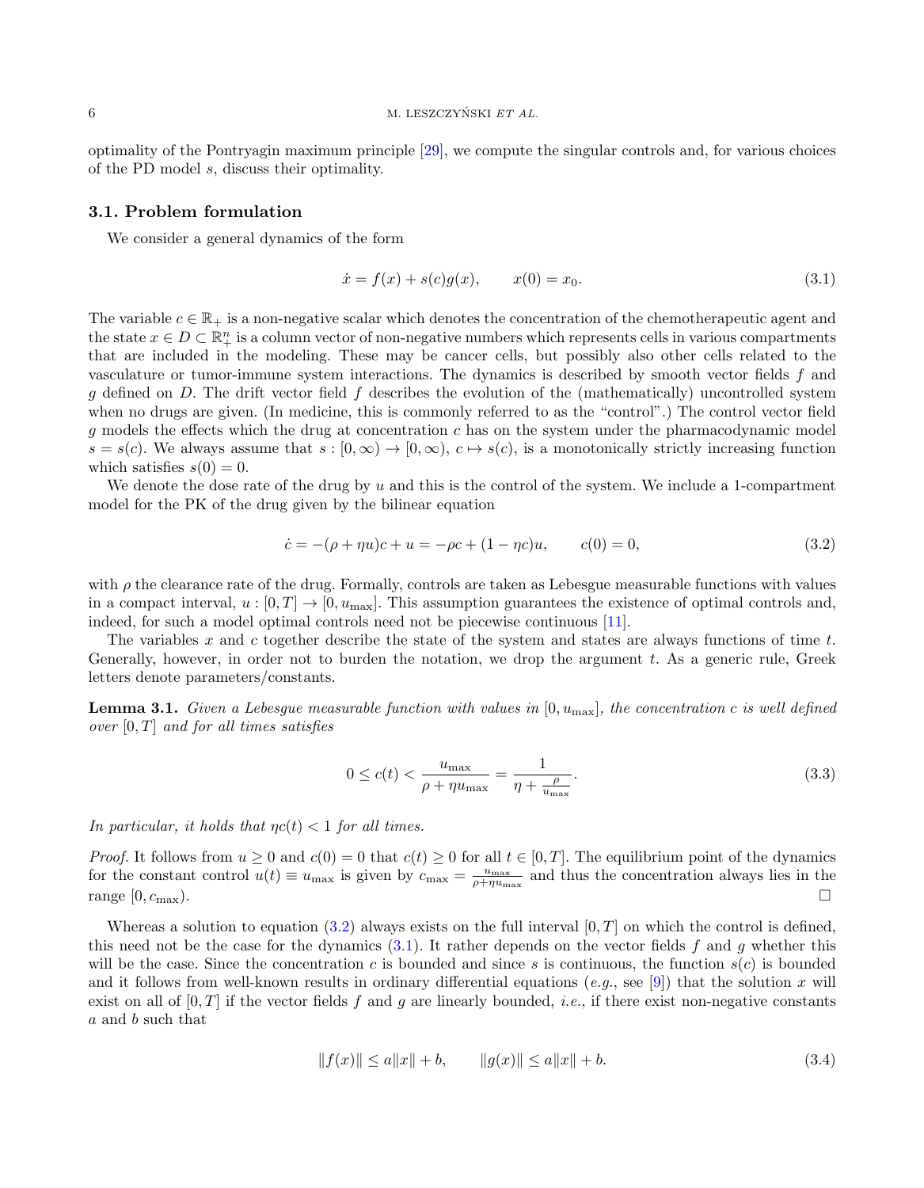optimality of the Pontryagin maximum principle [29], we compute the singular controls and, for various choices of the PD model $s$, discuss their optimality.

### 3.1. Problem formulation

We consider a general dynamics of the form

$$\dot{x} = f(x) + s(c)g(x), \qquad x(0) = x_0. \tag{3.1}$$

The variable $c \in \mathbb{R}_+$ is a non-negative scalar which denotes the concentration of the chemotherapeutic agent and the state $x \in D \subset \mathbb{R}^n_+$ is a column vector of non-negative numbers which represents cells in various compartments that are included in the modeling. These may be cancer cells, but possibly also other cells related to the vasculature or tumor-immune system interactions. The dynamics is described by smooth vector fields $f$ and $g$ defined on $D$. The drift vector field $f$ describes the evolution of the (mathematically) uncontrolled system when no drugs are given. (In medicine, this is commonly referred to as the "control".) The control vector field $g$ models the effects which the drug at concentration $c$ has on the system under the pharmacodynamic model $s = s(c)$. We always assume that $s : [0, \infty) \to [0, \infty)$, $c \mapsto s(c)$, is a monotonically strictly increasing function which satisfies $s(0) = 0$.

We denote the dose rate of the drug by $u$ and this is the control of the system. We include a 1-compartment model for the PK of the drug given by the bilinear equation

$$\dot{c} = -(\rho + \eta u)c + u = -\rho c + (1 - \eta c)u, \qquad c(0) = 0, \tag{3.2}$$

with $\rho$ the clearance rate of the drug. Formally, controls are taken as Lebesgue measurable functions with values in a compact interval, $u : [0, T] \to [0, u_{\max}]$. This assumption guarantees the existence of optimal controls and, indeed, for such a model optimal controls need not be piecewise continuous [11].

The variables $x$ and $c$ together describe the state of the system and states are always functions of time $t$. Generally, however, in order not to burden the notation, we drop the argument $t$. As a generic rule, Greek letters denote parameters/constants.

**Lemma 3.1.** *Given a Lebesgue measurable function with values in $[0, u_{\max}]$, the concentration $c$ is well defined over $[0, T]$ and for all times satisfies*

$$0 \leq c(t) < \frac{u_{\max}}{\rho + \eta u_{\max}} = \frac{1}{\eta + \frac{\rho}{u_{\max}}}. \tag{3.3}$$

*In particular, it holds that $\eta c(t) < 1$ for all times.*

*Proof.* It follows from $u \geq 0$ and $c(0) = 0$ that $c(t) \geq 0$ for all $t \in [0, T]$. The equilibrium point of the dynamics for the constant control $u(t) \equiv u_{\max}$ is given by $c_{\max} = \frac{u_{\max}}{\rho + \eta u_{\max}}$ and thus the concentration always lies in the range $[0, c_{\max})$. □

Whereas a solution to equation (3.2) always exists on the full interval $[0, T]$ on which the control is defined, this need not be the case for the dynamics (3.1). It rather depends on the vector fields $f$ and $g$ whether this will be the case. Since the concentration $c$ is bounded and since $s$ is continuous, the function $s(c)$ is bounded and it follows from well-known results in ordinary differential equations (*e.g.*, see [9]) that the solution $x$ will exist on all of $[0, T]$ if the vector fields $f$ and $g$ are linearly bounded, *i.e.*, if there exist non-negative constants $a$ and $b$ such that

$$\|f(x)\| \leq a\|x\| + b, \qquad \|g(x)\| \leq a\|x\| + b. \tag{3.4}$$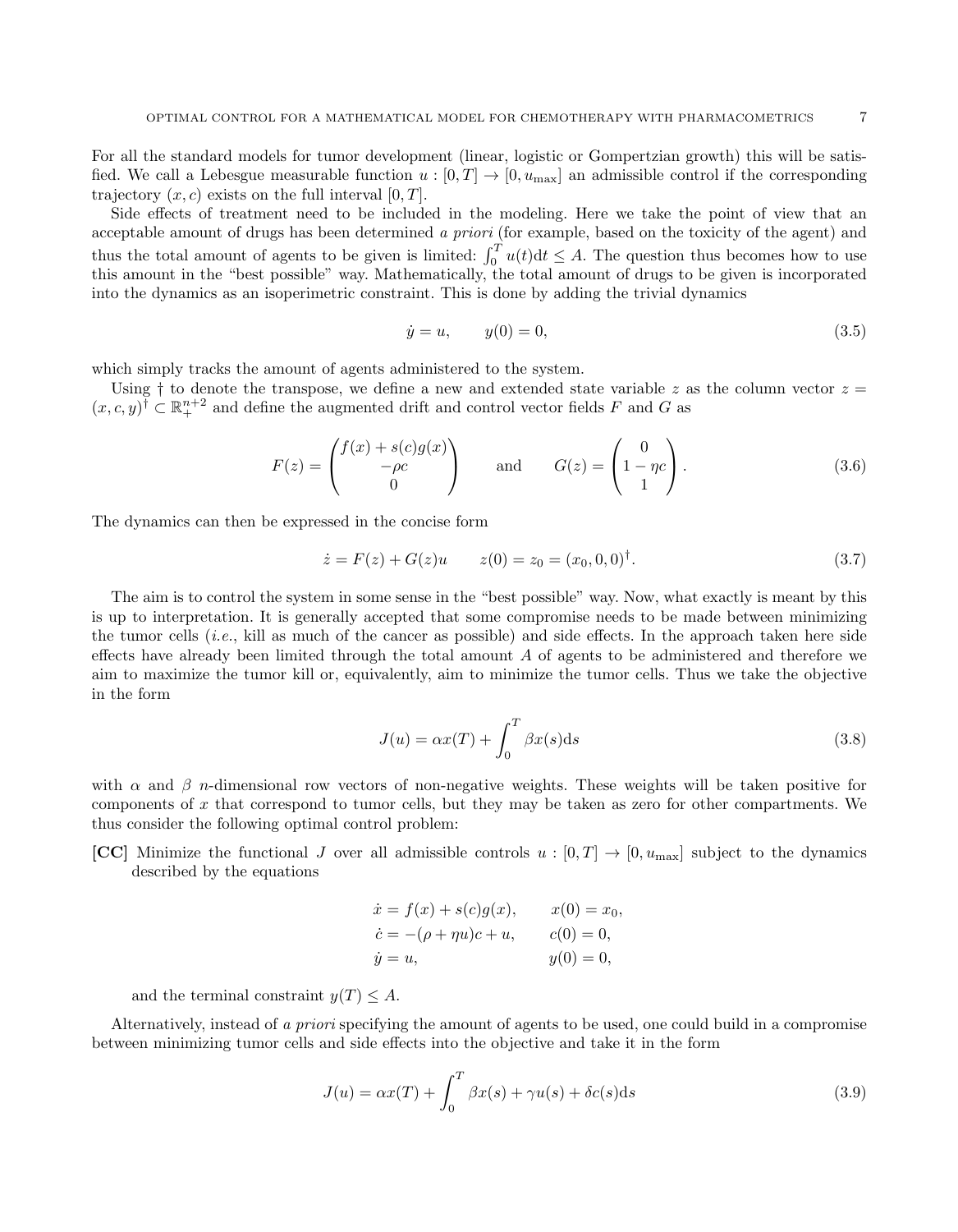For all the standard models for tumor development (linear, logistic or Gompertzian growth) this will be satisfied. We call a Lebesgue measurable function $u : [0, T] \to [0, u_{\max}]$ an admissible control if the corresponding trajectory $(x, c)$ exists on the full interval $[0, T]$.

Side effects of treatment need to be included in the modeling. Here we take the point of view that an acceptable amount of drugs has been determined *a priori* (for example, based on the toxicity of the agent) and thus the total amount of agents to be given is limited: $\int_0^T u(t)\mathrm{d}t \leq A$. The question thus becomes how to use this amount in the "best possible" way. Mathematically, the total amount of drugs to be given is incorporated into the dynamics as an isoperimetric constraint. This is done by adding the trivial dynamics

$$\dot{y} = u, \qquad y(0) = 0, \tag{3.5}$$

which simply tracks the amount of agents administered to the system.

Using $\dagger$ to denote the transpose, we define a new and extended state variable $z$ as the column vector $z = (x, c, y)^\dagger \subset \mathbb{R}_+^{n+2}$ and define the augmented drift and control vector fields $F$ and $G$ as

$$F(z) = \begin{pmatrix} f(x) + s(c)g(x) \\ -\rho c \\ 0 \end{pmatrix} \qquad \text{and} \qquad G(z) = \begin{pmatrix} 0 \\ 1 - \eta c \\ 1 \end{pmatrix}. \tag{3.6}$$

The dynamics can then be expressed in the concise form

$$\dot{z} = F(z) + G(z)u \qquad z(0) = z_0 = (x_0, 0, 0)^\dagger. \tag{3.7}$$

The aim is to control the system in some sense in the "best possible" way. Now, what exactly is meant by this is up to interpretation. It is generally accepted that some compromise needs to be made between minimizing the tumor cells (*i.e.*, kill as much of the cancer as possible) and side effects. In the approach taken here side effects have already been limited through the total amount $A$ of agents to be administered and therefore we aim to maximize the tumor kill or, equivalently, aim to minimize the tumor cells. Thus we take the objective in the form

$$J(u) = \alpha x(T) + \int_0^T \beta x(s)\mathrm{d}s \tag{3.8}$$

with $\alpha$ and $\beta$ $n$-dimensional row vectors of non-negative weights. These weights will be taken positive for components of $x$ that correspond to tumor cells, but they may be taken as zero for other compartments. We thus consider the following optimal control problem:

**[CC]** Minimize the functional $J$ over all admissible controls $u : [0, T] \to [0, u_{\max}]$ subject to the dynamics described by the equations

$$\begin{aligned} \dot{x} &= f(x) + s(c)g(x), \qquad & x(0) &= x_0, \\ \dot{c} &= -(\rho + \eta u)c + u, \qquad & c(0) &= 0, \\ \dot{y} &= u, \qquad & y(0) &= 0, \end{aligned}$$

and the terminal constraint $y(T) \leq A$.

Alternatively, instead of *a priori* specifying the amount of agents to be used, one could build in a compromise between minimizing tumor cells and side effects into the objective and take it in the form

$$J(u) = \alpha x(T) + \int_0^T \beta x(s) + \gamma u(s) + \delta c(s)\mathrm{d}s \tag{3.9}$$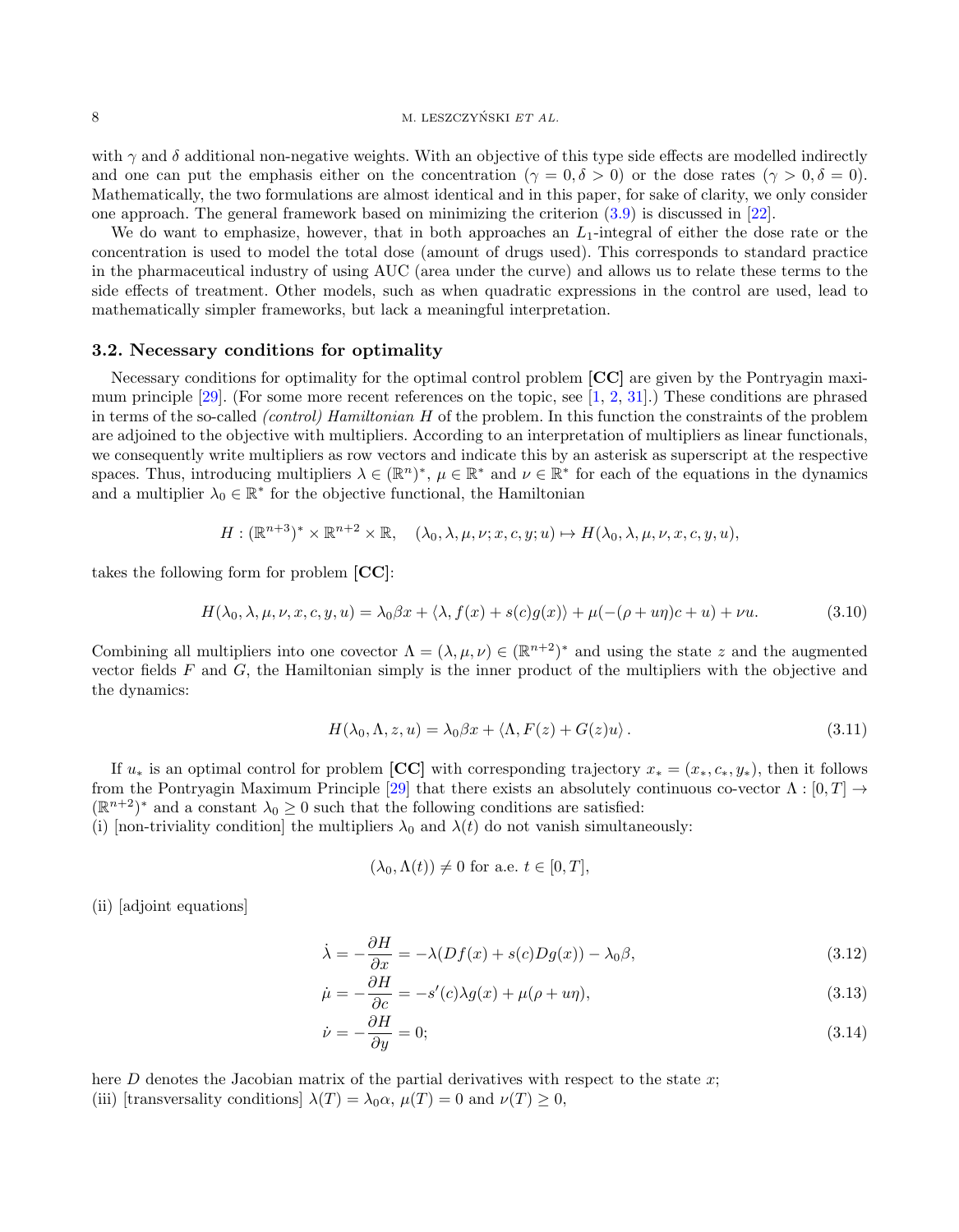with $\gamma$ and $\delta$ additional non-negative weights. With an objective of this type side effects are modelled indirectly and one can put the emphasis either on the concentration ($\gamma = 0, \delta > 0$) or the dose rates ($\gamma > 0, \delta = 0$). Mathematically, the two formulations are almost identical and in this paper, for sake of clarity, we only consider one approach. The general framework based on minimizing the criterion (3.9) is discussed in [22].

We do want to emphasize, however, that in both approaches an $L_1$-integral of either the dose rate or the concentration is used to model the total dose (amount of drugs used). This corresponds to standard practice in the pharmaceutical industry of using AUC (area under the curve) and allows us to relate these terms to the side effects of treatment. Other models, such as when quadratic expressions in the control are used, lead to mathematically simpler frameworks, but lack a meaningful interpretation.

### 3.2. Necessary conditions for optimality

Necessary conditions for optimality for the optimal control problem **[CC]** are given by the Pontryagin maximum principle [29]. (For some more recent references on the topic, see [1, 2, 31].) These conditions are phrased in terms of the so-called *(control) Hamiltonian* $H$ of the problem. In this function the constraints of the problem are adjoined to the objective with multipliers. According to an interpretation of multipliers as linear functionals, we consequently write multipliers as row vectors and indicate this by an asterisk as superscript at the respective spaces. Thus, introducing multipliers $\lambda \in (\mathbb{R}^n)^*$, $\mu \in \mathbb{R}^*$ and $\nu \in \mathbb{R}^*$ for each of the equations in the dynamics and a multiplier $\lambda_0 \in \mathbb{R}^*$ for the objective functional, the Hamiltonian

$$H : (\mathbb{R}^{n+3})^* \times \mathbb{R}^{n+2} \times \mathbb{R}, \quad (\lambda_0, \lambda, \mu, \nu; x, c, y; u) \mapsto H(\lambda_0, \lambda, \mu, \nu, x, c, y, u),$$

takes the following form for problem **[CC]**:

$$H(\lambda_0, \lambda, \mu, \nu, x, c, y, u) = \lambda_0 \beta x + \langle \lambda, f(x) + s(c) g(x) \rangle + \mu(-(\rho + u\eta)c + u) + \nu u. \tag{3.10}$$

Combining all multipliers into one covector $\Lambda = (\lambda, \mu, \nu) \in (\mathbb{R}^{n+2})^*$ and using the state $z$ and the augmented vector fields $F$ and $G$, the Hamiltonian simply is the inner product of the multipliers with the objective and the dynamics:

$$H(\lambda_0, \Lambda, z, u) = \lambda_0 \beta x + \langle \Lambda, F(z) + G(z) u \rangle. \tag{3.11}$$

If $u_*$ is an optimal control for problem **[CC]** with corresponding trajectory $x_* = (x_*, c_*, y_*)$, then it follows from the Pontryagin Maximum Principle [29] that there exists an absolutely continuous co-vector $\Lambda : [0, T] \to (\mathbb{R}^{n+2})^*$ and a constant $\lambda_0 \geq 0$ such that the following conditions are satisfied:
(i) [non-triviality condition] the multipliers $\lambda_0$ and $\lambda(t)$ do not vanish simultaneously:

$$(\lambda_0, \Lambda(t)) \neq 0 \text{ for a.e. } t \in [0, T],$$

(ii) [adjoint equations]

$$\dot{\lambda} = -\frac{\partial H}{\partial x} = -\lambda(Df(x) + s(c) Dg(x)) - \lambda_0 \beta, \tag{3.12}$$

$$\dot{\mu} = -\frac{\partial H}{\partial c} = -s'(c) \lambda g(x) + \mu(\rho + u\eta), \tag{3.13}$$

$$\dot{\nu} = -\frac{\partial H}{\partial y} = 0; \tag{3.14}$$

here $D$ denotes the Jacobian matrix of the partial derivatives with respect to the state $x$;
(iii) [transversality conditions] $\lambda(T) = \lambda_0 \alpha$, $\mu(T) = 0$ and $\nu(T) \geq 0$,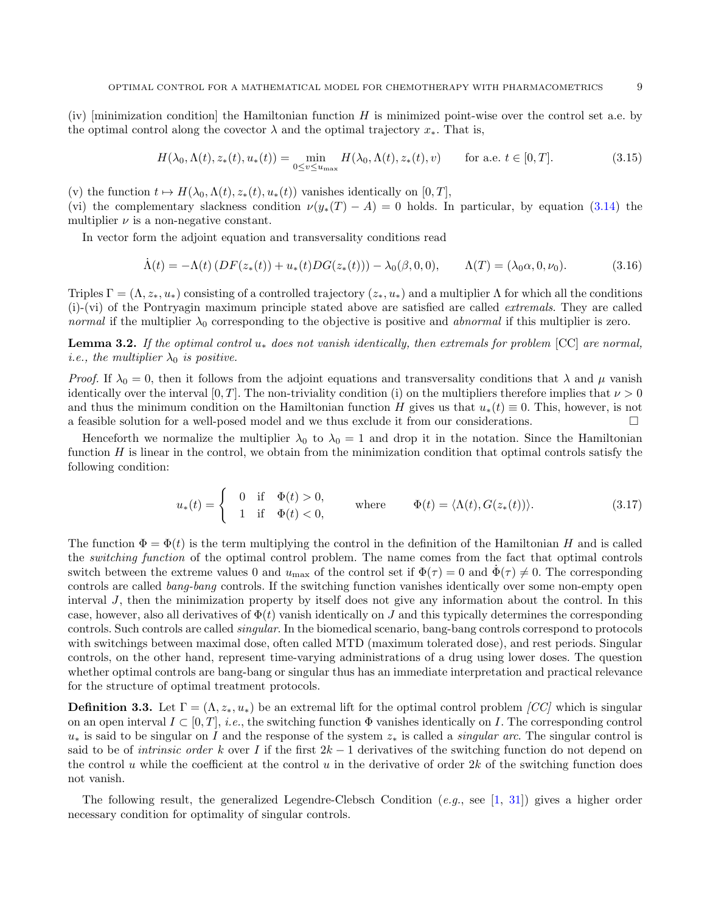(iv) [minimization condition] the Hamiltonian function $H$ is minimized point-wise over the control set a.e. by the optimal control along the covector $\lambda$ and the optimal trajectory $x_*$. That is,

$$H(\lambda_0, \Lambda(t), z_*(t), u_*(t)) = \min_{0 \le v \le u_{\max}} H(\lambda_0, \Lambda(t), z_*(t), v) \qquad \text{for a.e. } t \in [0,T]. \tag{3.15}$$

(v) the function $t \mapsto H(\lambda_0, \Lambda(t), z_*(t), u_*(t))$ vanishes identically on $[0,T]$,

(vi) the complementary slackness condition $\nu(y_*(T) - A) = 0$ holds. In particular, by equation (3.14) the multiplier $\nu$ is a non-negative constant.

In vector form the adjoint equation and transversality conditions read

$$\dot{\Lambda}(t) = -\Lambda(t)\left(DF(z_*(t)) + u_*(t) DG(z_*(t))\right) - \lambda_0(\beta, 0, 0), \qquad \Lambda(T) = (\lambda_0 \alpha, 0, \nu_0). \tag{3.16}$$

Triples $\Gamma = (\Lambda, z_*, u_*)$ consisting of a controlled trajectory $(z_*, u_*)$ and a multiplier $\Lambda$ for which all the conditions (i)-(vi) of the Pontryagin maximum principle stated above are satisfied are called *extremals*. They are called *normal* if the multiplier $\lambda_0$ corresponding to the objective is positive and *abnormal* if this multiplier is zero.

**Lemma 3.2.** *If the optimal control $u_*$ does not vanish identically, then extremals for problem* [CC] *are normal, i.e., the multiplier $\lambda_0$ is positive.*

*Proof.* If $\lambda_0 = 0$, then it follows from the adjoint equations and transversality conditions that $\lambda$ and $\mu$ vanish identically over the interval $[0,T]$. The non-triviality condition (i) on the multipliers therefore implies that $\nu > 0$ and thus the minimum condition on the Hamiltonian function $H$ gives us that $u_*(t) \equiv 0$. This, however, is not a feasible solution for a well-posed model and we thus exclude it from our considerations. □

Henceforth we normalize the multiplier $\lambda_0$ to $\lambda_0 = 1$ and drop it in the notation. Since the Hamiltonian function $H$ is linear in the control, we obtain from the minimization condition that optimal controls satisfy the following condition:

$$u_*(t) = \begin{cases} 0 & \text{if} \quad \Phi(t) > 0, \\ 1 & \text{if} \quad \Phi(t) < 0, \end{cases} \qquad \text{where} \qquad \Phi(t) = \langle \Lambda(t), G(z_*(t)) \rangle. \tag{3.17}$$

The function $\Phi = \Phi(t)$ is the term multiplying the control in the definition of the Hamiltonian $H$ and is called the *switching function* of the optimal control problem. The name comes from the fact that optimal controls switch between the extreme values 0 and $u_{\max}$ of the control set if $\Phi(\tau) = 0$ and $\dot{\Phi}(\tau) \neq 0$. The corresponding controls are called *bang-bang* controls. If the switching function vanishes identically over some non-empty open interval $J$, then the minimization property by itself does not give any information about the control. In this case, however, also all derivatives of $\Phi(t)$ vanish identically on $J$ and this typically determines the corresponding controls. Such controls are called *singular*. In the biomedical scenario, bang-bang controls correspond to protocols with switchings between maximal dose, often called MTD (maximum tolerated dose), and rest periods. Singular controls, on the other hand, represent time-varying administrations of a drug using lower doses. The question whether optimal controls are bang-bang or singular thus has an immediate interpretation and practical relevance for the structure of optimal treatment protocols.

**Definition 3.3.** Let $\Gamma = (\Lambda, z_*, u_*)$ be an extremal lift for the optimal control problem *[CC]* which is singular on an open interval $I \subset [0,T]$, *i.e.*, the switching function $\Phi$ vanishes identically on $I$. The corresponding control $u_*$ is said to be singular on $I$ and the response of the system $z_*$ is called a *singular arc*. The singular control is said to be of *intrinsic order* $k$ over $I$ if the first $2k-1$ derivatives of the switching function do not depend on the control $u$ while the coefficient at the control $u$ in the derivative of order $2k$ of the switching function does not vanish.

The following result, the generalized Legendre-Clebsch Condition (*e.g.*, see [1, 31]) gives a higher order necessary condition for optimality of singular controls.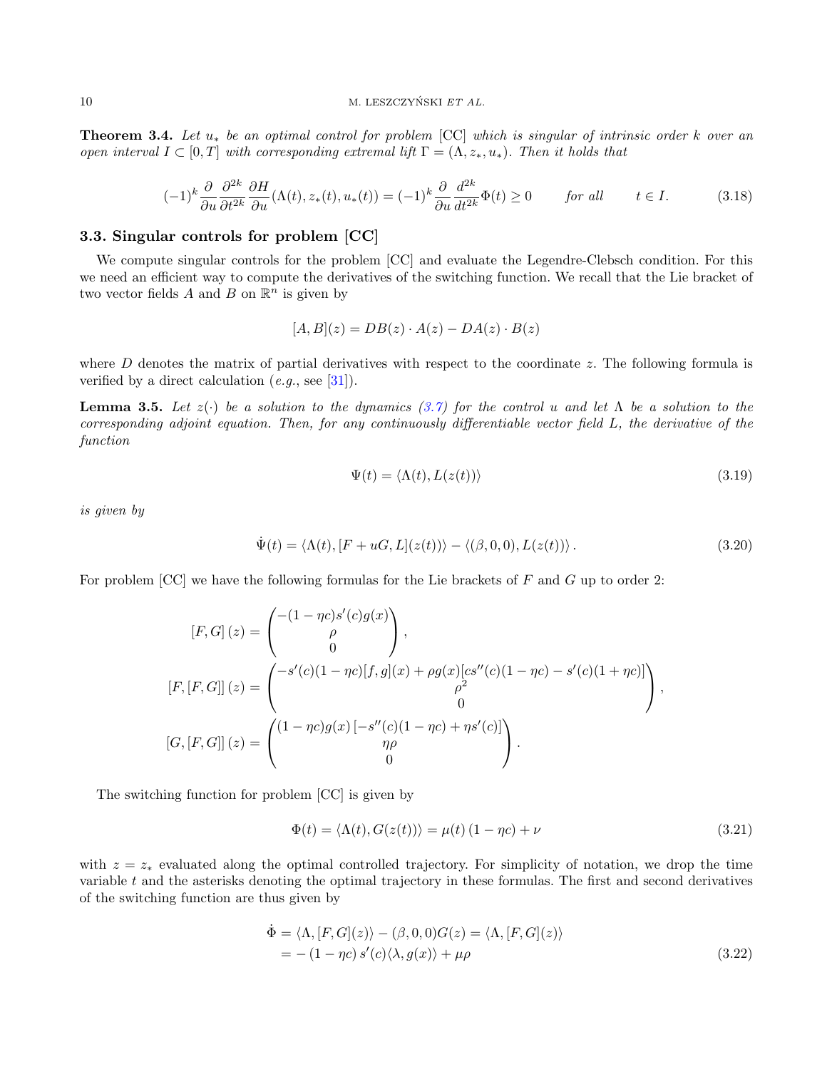**Theorem 3.4.** *Let $u_*$ be an optimal control for problem* [CC] *which is singular of intrinsic order $k$ over an open interval $I \subset [0,T]$ with corresponding extremal lift $\Gamma = (\Lambda, z_*, u_*)$. Then it holds that*

$$(-1)^k \frac{\partial}{\partial u} \frac{\partial^{2k}}{\partial t^{2k}} \frac{\partial H}{\partial u}(\Lambda(t), z_*(t), u_*(t)) = (-1)^k \frac{\partial}{\partial u} \frac{d^{2k}}{dt^{2k}} \Phi(t) \geq 0 \qquad \text{for all} \qquad t \in I. \tag{3.18}$$

### 3.3. Singular controls for problem [CC]

We compute singular controls for the problem [CC] and evaluate the Legendre-Clebsch condition. For this we need an efficient way to compute the derivatives of the switching function. We recall that the Lie bracket of two vector fields $A$ and $B$ on $\mathbb{R}^n$ is given by

$$[A,B](z) = DB(z) \cdot A(z) - DA(z) \cdot B(z)$$

where $D$ denotes the matrix of partial derivatives with respect to the coordinate $z$. The following formula is verified by a direct calculation (*e.g.*, see [31]).

**Lemma 3.5.** *Let $z(\cdot)$ be a solution to the dynamics (3.7) for the control $u$ and let $\Lambda$ be a solution to the corresponding adjoint equation. Then, for any continuously differentiable vector field $L$, the derivative of the function*

$$\Psi(t) = \langle \Lambda(t), L(z(t)) \rangle \tag{3.19}$$

*is given by*

$$\dot{\Psi}(t) = \langle \Lambda(t), [F + uG, L](z(t)) \rangle - \langle (\beta, 0, 0), L(z(t)) \rangle. \tag{3.20}$$

For problem [CC] we have the following formulas for the Lie brackets of $F$ and $G$ up to order 2:

$$[F,G](z) = \begin{pmatrix} -(1-\eta c)s'(c)g(x) \\ \rho \\ 0 \end{pmatrix},$$

$$[F,[F,G]](z) = \begin{pmatrix} -s'(c)(1-\eta c)[f,g](x) + \rho g(x)[cs''(c)(1-\eta c) - s'(c)(1+\eta c)] \\ \rho^2 \\ 0 \end{pmatrix},$$

$$[G,[F,G]](z) = \begin{pmatrix} (1-\eta c)g(x)\left[-s''(c)(1-\eta c) + \eta s'(c)\right] \\ \eta\rho \\ 0 \end{pmatrix}.$$

The switching function for problem [CC] is given by

$$\Phi(t) = \langle \Lambda(t), G(z(t)) \rangle = \mu(t)\,(1-\eta c) + \nu \tag{3.21}$$

with $z = z_*$ evaluated along the optimal controlled trajectory. For simplicity of notation, we drop the time variable $t$ and the asterisks denoting the optimal trajectory in these formulas. The first and second derivatives of the switching function are thus given by

$$\begin{aligned} \dot{\Phi} &= \langle \Lambda, [F,G](z) \rangle - (\beta, 0, 0)G(z) = \langle \Lambda, [F,G](z) \rangle \\ &= -(1-\eta c)\,s'(c)\langle \lambda, g(x) \rangle + \mu\rho \end{aligned} \tag{3.22}$$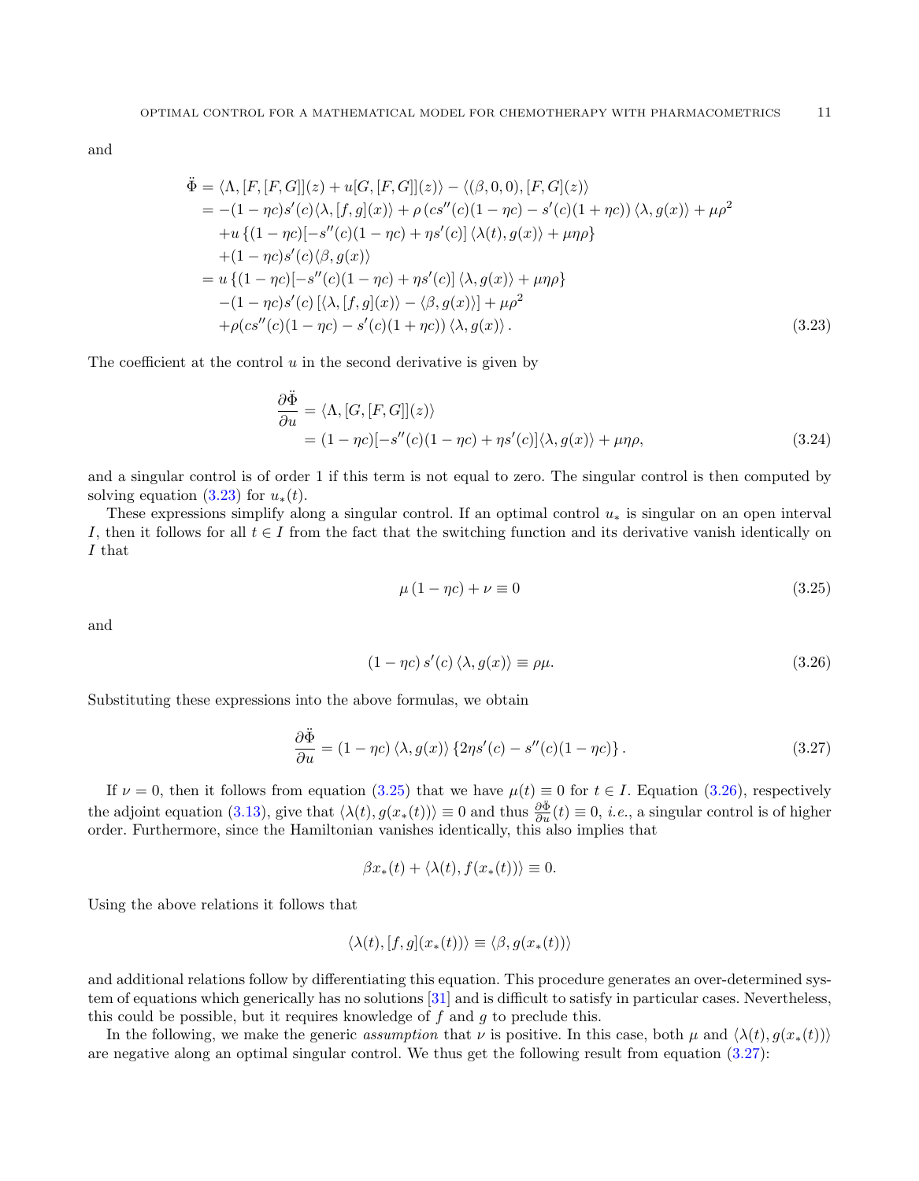and

$$
\begin{aligned}
\ddot{\Phi} &= \langle \Lambda, [F,[F,[F,G]]](z) + u[G,[F,[F,G]](z)\rangle - \langle (\beta,0,0), [F,G](z)\rangle \\
&= -(1-\eta c)s'(c)\langle \lambda, [f,g](x)\rangle + \rho\left(cs''(c)(1-\eta c) - s'(c)(1+\eta c)\right)\langle \lambda, g(x)\rangle + \mu\rho^2 \\
&\quad + u\left\{(1-\eta c)[-s''(c)(1-\eta c) + \eta s'(c)]\,\langle \lambda(t), g(x)\rangle + \mu\eta\rho\right\} \\
&\quad + (1-\eta c)s'(c)\langle \beta, g(x)\rangle \\
&= u\left\{(1-\eta c)[-s''(c)(1-\eta c) + \eta s'(c)]\,\langle \lambda, g(x)\rangle + \mu\eta\rho\right\} \\
&\quad -(1-\eta c)s'(c)\left[\langle \lambda, [f,g](x)\rangle - \langle \beta, g(x)\rangle\right] + \mu\rho^2 \\
&\quad + \rho(cs''(c)(1-\eta c) - s'(c)(1+\eta c))\,\langle \lambda, g(x)\rangle.
\end{aligned} \tag{3.23}
$$

The coefficient at the control $u$ in the second derivative is given by

$$
\begin{aligned}
\frac{\partial \ddot{\Phi}}{\partial u} &= \langle \Lambda, [G,[F,G]](z)\rangle \\
&= (1-\eta c)[-s''(c)(1-\eta c) + \eta s'(c)]\langle \lambda, g(x)\rangle + \mu\eta\rho,
\end{aligned} \tag{3.24}
$$

and a singular control is of order 1 if this term is not equal to zero. The singular control is then computed by solving equation (3.23) for $u_*(t)$.

These expressions simplify along a singular control. If an optimal control $u_*$ is singular on an open interval $I$, then it follows for all $t \in I$ from the fact that the switching function and its derivative vanish identically on $I$ that

$$
\mu\,(1-\eta c) + \nu \equiv 0 \tag{3.25}
$$

and

$$
(1-\eta c)\,s'(c)\,\langle \lambda, g(x)\rangle \equiv \rho\mu. \tag{3.26}
$$

Substituting these expressions into the above formulas, we obtain

$$
\frac{\partial \ddot{\Phi}}{\partial u} = (1-\eta c)\,\langle \lambda, g(x)\rangle \left\{2\eta s'(c) - s''(c)(1-\eta c)\right\}. \tag{3.27}
$$

If $\nu = 0$, then it follows from equation (3.25) that we have $\mu(t) \equiv 0$ for $t \in I$. Equation (3.26), respectively the adjoint equation (3.13), give that $\langle \lambda(t), g(x_*(t))\rangle \equiv 0$ and thus $\frac{\partial \ddot{\Phi}}{\partial u}(t) \equiv 0$, *i.e.*, a singular control is of higher order. Furthermore, since the Hamiltonian vanishes identically, this also implies that

$$
\beta x_*(t) + \langle \lambda(t), f(x_*(t))\rangle \equiv 0.
$$

Using the above relations it follows that

$$
\langle \lambda(t), [f,g](x_*(t))\rangle \equiv \langle \beta, g(x_*(t))\rangle
$$

and additional relations follow by differentiating this equation. This procedure generates an over-determined system of equations which generically has no solutions [31] and is difficult to satisfy in particular cases. Nevertheless, this could be possible, but it requires knowledge of $f$ and $g$ to preclude this.

In the following, we make the generic *assumption* that $\nu$ is positive. In this case, both $\mu$ and $\langle \lambda(t), g(x_*(t))\rangle$ are negative along an optimal singular control. We thus get the following result from equation (3.27):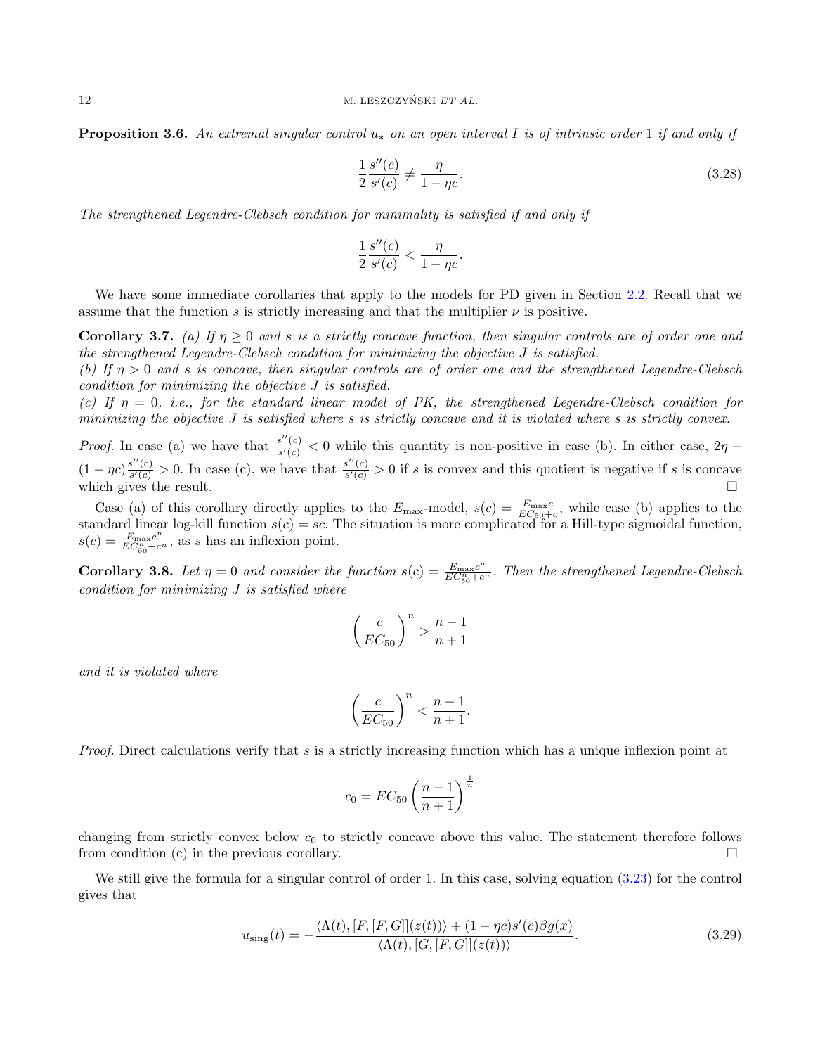**Proposition 3.6.** *An extremal singular control $u_*$ on an open interval $I$ is of intrinsic order 1 if and only if*

$$\frac{1}{2}\frac{s''(c)}{s'(c)} \neq \frac{\eta}{1-\eta c}. \tag{3.28}$$

*The strengthened Legendre-Clebsch condition for minimality is satisfied if and only if*

$$\frac{1}{2}\frac{s''(c)}{s'(c)} < \frac{\eta}{1-\eta c}.$$

We have some immediate corollaries that apply to the models for PD given in Section 2.2. Recall that we assume that the function $s$ is strictly increasing and that the multiplier $\nu$ is positive.

**Corollary 3.7.** *(a) If $\eta \geq 0$ and $s$ is a strictly concave function, then singular controls are of order one and the strengthened Legendre-Clebsch condition for minimizing the objective $J$ is satisfied.*
*(b) If $\eta > 0$ and $s$ is concave, then singular controls are of order one and the strengthened Legendre-Clebsch condition for minimizing the objective $J$ is satisfied.*
*(c) If $\eta = 0$, i.e., for the standard linear model of PK, the strengthened Legendre-Clebsch condition for minimizing the objective $J$ is satisfied where $s$ is strictly concave and it is violated where $s$ is strictly convex.*

*Proof.* In case (a) we have that $\frac{s''(c)}{s'(c)} < 0$ while this quantity is non-positive in case (b). In either case, $2\eta - (1-\eta c)\frac{s''(c)}{s'(c)} > 0$. In case (c), we have that $\frac{s''(c)}{s'(c)} > 0$ if $s$ is convex and this quotient is negative if $s$ is concave which gives the result. □

Case (a) of this corollary directly applies to the $E_{\max}$-model, $s(c) = \frac{E_{\max}c}{EC_{50}+c}$, while case (b) applies to the standard linear log-kill function $s(c) = sc$. The situation is more complicated for a Hill-type sigmoidal function, $s(c) = \frac{E_{\max}c^n}{EC_{50}^n+c^n}$, as $s$ has an inflexion point.

**Corollary 3.8.** *Let $\eta = 0$ and consider the function $s(c) = \frac{E_{\max}c^n}{EC_{50}^n+c^n}$. Then the strengthened Legendre-Clebsch condition for minimizing $J$ is satisfied where*

$$\left(\frac{c}{EC_{50}}\right)^n > \frac{n-1}{n+1}$$

*and it is violated where*

$$\left(\frac{c}{EC_{50}}\right)^n < \frac{n-1}{n+1}.$$

*Proof.* Direct calculations verify that $s$ is a strictly increasing function which has a unique inflexion point at

$$c_0 = EC_{50}\left(\frac{n-1}{n+1}\right)^{\frac{1}{n}}$$

changing from strictly convex below $c_0$ to strictly concave above this value. The statement therefore follows from condition (c) in the previous corollary. □

We still give the formula for a singular control of order 1. In this case, solving equation (3.23) for the control gives that

$$u_{\text{sing}}(t) = -\frac{\langle \Lambda(t), [F,[F,G]](z(t))\rangle + (1-\eta c)s'(c)\beta g(x)}{\langle \Lambda(t), [G,[F,G]](z(t))\rangle}. \tag{3.29}$$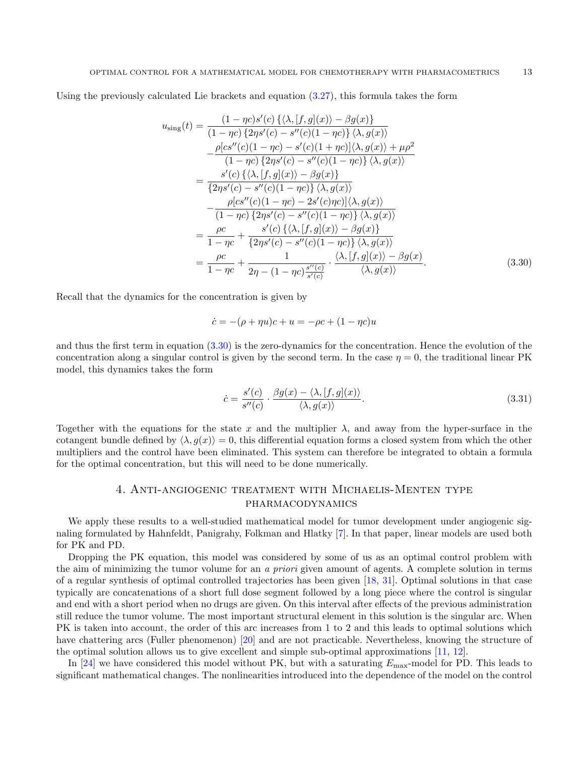Using the previously calculated Lie brackets and equation (3.27), this formula takes the form

$$
\begin{aligned}
u_{\text{sing}}(t) &= \frac{(1-\eta c)s'(c)\left\{\langle\lambda,[f,g](x)\rangle - \beta g(x)\right\}}{(1-\eta c)\left\{2\eta s'(c) - s''(c)(1-\eta c)\right\}\langle\lambda, g(x)\rangle} \\
&\quad - \frac{\rho[cs''(c)(1-\eta c) - s'(c)(1+\eta c)]\langle\lambda, g(x)\rangle + \mu\rho^2}{(1-\eta c)\left\{2\eta s'(c) - s''(c)(1-\eta c)\right\}\langle\lambda, g(x)\rangle} \\
&= \frac{s'(c)\left\{\langle\lambda,[f,g](x)\rangle - \beta g(x)\right\}}{\left\{2\eta s'(c) - s''(c)(1-\eta c)\right\}\langle\lambda, g(x)\rangle} \\
&\quad - \frac{\rho[cs''(c)(1-\eta c) - 2s'(c)\eta c)]\langle\lambda, g(x)\rangle}{(1-\eta c)\left\{2\eta s'(c) - s''(c)(1-\eta c)\right\}\langle\lambda, g(x)\rangle} \\
&= \frac{\rho c}{1-\eta c} + \frac{s'(c)\left\{\langle\lambda,[f,g](x)\rangle - \beta g(x)\right\}}{\left\{2\eta s'(c) - s''(c)(1-\eta c)\right\}\langle\lambda, g(x)\rangle} \\
&= \frac{\rho c}{1-\eta c} + \frac{1}{2\eta - (1-\eta c)\frac{s''(c)}{s'(c)}} \cdot \frac{\langle\lambda,[f,g](x)\rangle - \beta g(x)}{\langle\lambda, g(x)\rangle}.
\end{aligned}
\tag{3.30}
$$

Recall that the dynamics for the concentration is given by

$$
\dot{c} = -(\rho + \eta u)c + u = -\rho c + (1-\eta c)u
$$

and thus the first term in equation (3.30) is the zero-dynamics for the concentration. Hence the evolution of the concentration along a singular control is given by the second term. In the case $\eta = 0$, the traditional linear PK model, this dynamics takes the form

$$
\dot{c} = \frac{s'(c)}{s''(c)} \cdot \frac{\beta g(x) - \langle\lambda,[f,g](x)\rangle}{\langle\lambda, g(x)\rangle}. \tag{3.31}
$$

Together with the equations for the state $x$ and the multiplier $\lambda$, and away from the hyper-surface in the cotangent bundle defined by $\langle\lambda, g(x)\rangle = 0$, this differential equation forms a closed system from which the other multipliers and the control have been eliminated. This system can therefore be integrated to obtain a formula for the optimal concentration, but this will need to be done numerically.

## 4. Anti-angiogenic treatment with Michaelis-Menten type pharmacodynamics

We apply these results to a well-studied mathematical model for tumor development under angiogenic signaling formulated by Hahnfeldt, Panigrahy, Folkman and Hlatky [7]. In that paper, linear models are used both for PK and PD.

Dropping the PK equation, this model was considered by some of us as an optimal control problem with the aim of minimizing the tumor volume for an *a priori* given amount of agents. A complete solution in terms of a regular synthesis of optimal controlled trajectories has been given [18, 31]. Optimal solutions in that case typically are concatenations of a short full dose segment followed by a long piece where the control is singular and end with a short period when no drugs are given. On this interval after effects of the previous administration still reduce the tumor volume. The most important structural element in this solution is the singular arc. When PK is taken into account, the order of this arc increases from 1 to 2 and this leads to optimal solutions which have chattering arcs (Fuller phenomenon) [20] and are not practicable. Nevertheless, knowing the structure of the optimal solution allows us to give excellent and simple sub-optimal approximations [11, 12].

In [24] we have considered this model without PK, but with a saturating $E_{\max}$-model for PD. This leads to significant mathematical changes. The nonlinearities introduced into the dependence of the model on the control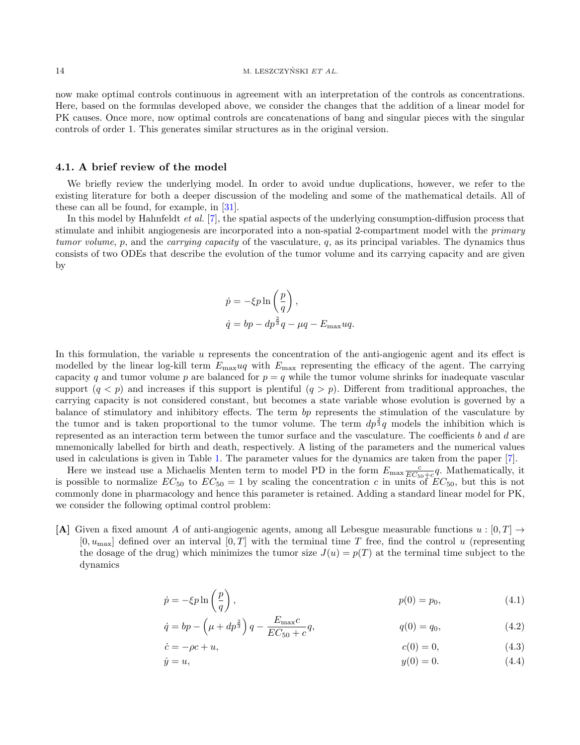now make optimal controls continuous in agreement with an interpretation of the controls as concentrations. Here, based on the formulas developed above, we consider the changes that the addition of a linear model for PK causes. Once more, now optimal controls are concatenations of bang and singular pieces with the singular controls of order 1. This generates similar structures as in the original version.

### 4.1. A brief review of the model

We briefly review the underlying model. In order to avoid undue duplications, however, we refer to the existing literature for both a deeper discussion of the modeling and some of the mathematical details. All of these can all be found, for example, in [31].

In this model by Hahnfeldt *et al.* [7], the spatial aspects of the underlying consumption-diffusion process that stimulate and inhibit angiogenesis are incorporated into a non-spatial 2-compartment model with the *primary tumor volume*, $p$, and the *carrying capacity* of the vasculature, $q$, as its principal variables. The dynamics thus consists of two ODEs that describe the evolution of the tumor volume and its carrying capacity and are given by

$$\dot{p} = -\xi p \ln\left(\frac{p}{q}\right),$$
$$\dot{q} = bp - dp^{\frac{2}{3}}q - \mu q - E_{\max} u q.$$

In this formulation, the variable $u$ represents the concentration of the anti-angiogenic agent and its effect is modelled by the linear log-kill term $E_{\max} u q$ with $E_{\max}$ representing the efficacy of the agent. The carrying capacity $q$ and tumor volume $p$ are balanced for $p = q$ while the tumor volume shrinks for inadequate vascular support ($q < p$) and increases if this support is plentiful ($q > p$). Different from traditional approaches, the carrying capacity is not considered constant, but becomes a state variable whose evolution is governed by a balance of stimulatory and inhibitory effects. The term $bp$ represents the stimulation of the vasculature by the tumor and is taken proportional to the tumor volume. The term $dp^{\frac{2}{3}}q$ models the inhibition which is represented as an interaction term between the tumor surface and the vasculature. The coefficients $b$ and $d$ are mnemonically labelled for birth and death, respectively. A listing of the parameters and the numerical values used in calculations is given in Table 1. The parameter values for the dynamics are taken from the paper [7].

Here we instead use a Michaelis Menten term to model PD in the form $E_{\max}\frac{c}{EC_{50}+c}q$. Mathematically, it is possible to normalize $EC_{50}$ to $EC_{50} = 1$ by scaling the concentration $c$ in units of $EC_{50}$, but this is not commonly done in pharmacology and hence this parameter is retained. Adding a standard linear model for PK, we consider the following optimal control problem:

**[A]** Given a fixed amount $A$ of anti-angiogenic agents, among all Lebesgue measurable functions $u : [0, T] \to [0, u_{\max}]$ defined over an interval $[0, T]$ with the terminal time $T$ free, find the control $u$ (representing the dosage of the drug) which minimizes the tumor size $J(u) = p(T)$ at the terminal time subject to the dynamics

$$\dot{p} = -\xi p \ln\left(\frac{p}{q}\right), \qquad p(0) = p_0, \tag{4.1}$$

$$\dot{q} = bp - \left(\mu + dp^{\frac{2}{3}}\right)q - \frac{E_{\max} c}{EC_{50} + c} q, \qquad q(0) = q_0, \tag{4.2}$$

$$\dot{c} = -\rho c + u, \qquad c(0) = 0, \tag{4.3}$$

$$\dot{y} = u, \qquad y(0) = 0. \tag{4.4}$$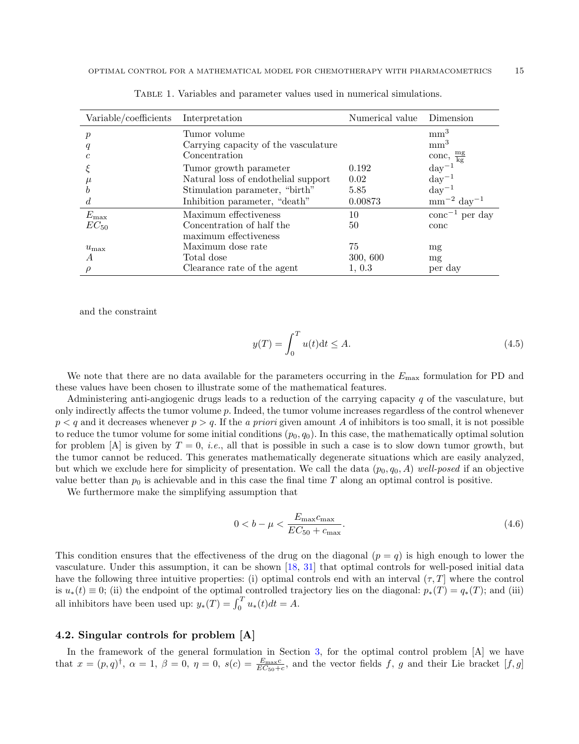Table 1. Variables and parameter values used in numerical simulations.

| Variable/coefficients | Interpretation | Numerical value | Dimension |
|---|---|---|---|
| $p$ | Tumor volume | | $\mathrm{mm}^3$ |
| $q$ | Carrying capacity of the vasculature | | $\mathrm{mm}^3$ |
| $c$ | Concentration | | conc, $\frac{\mathrm{mg}}{\mathrm{kg}}$ |
| $\xi$ | Tumor growth parameter | 0.192 | $\mathrm{day}^{-1}$ |
| $\mu$ | Natural loss of endothelial support | 0.02 | $\mathrm{day}^{-1}$ |
| $b$ | Stimulation parameter, "birth" | 5.85 | $\mathrm{day}^{-1}$ |
| $d$ | Inhibition parameter, "death" | 0.00873 | $\mathrm{mm}^{-2}\ \mathrm{day}^{-1}$ |
| $E_{\max}$ | Maximum effectiveness | 10 | $\mathrm{conc}^{-1}$ per day |
| $EC_{50}$ | Concentration of half the maximum effectiveness | 50 | conc |
| $u_{\max}$ | Maximum dose rate | 75 | mg |
| $A$ | Total dose | 300, 600 | mg |
| $\rho$ | Clearance rate of the agent | 1, 0.3 | per day |

and the constraint

$$y(T) = \int_0^T u(t)\mathrm{d}t \le A. \tag{4.5}$$

We note that there are no data available for the parameters occurring in the $E_{\max}$ formulation for PD and these values have been chosen to illustrate some of the mathematical features.

Administering anti-angiogenic drugs leads to a reduction of the carrying capacity $q$ of the vasculature, but only indirectly affects the tumor volume $p$. Indeed, the tumor volume increases regardless of the control whenever $p < q$ and it decreases whenever $p > q$. If the *a priori* given amount $A$ of inhibitors is too small, it is not possible to reduce the tumor volume for some initial conditions $(p_0, q_0)$. In this case, the mathematically optimal solution for problem [A] is given by $T = 0$, *i.e.*, all that is possible in such a case is to slow down tumor growth, but the tumor cannot be reduced. This generates mathematically degenerate situations which are easily analyzed, but which we exclude here for simplicity of presentation. We call the data $(p_0, q_0, A)$ *well-posed* if an objective value better than $p_0$ is achievable and in this case the final time $T$ along an optimal control is positive.

We furthermore make the simplifying assumption that

$$0 < b - \mu < \frac{E_{\max} c_{\max}}{EC_{50} + c_{\max}}. \tag{4.6}$$

This condition ensures that the effectiveness of the drug on the diagonal ($p = q$) is high enough to lower the vasculature. Under this assumption, it can be shown [18, 31] that optimal controls for well-posed initial data have the following three intuitive properties: (i) optimal controls end with an interval $(\tau, T]$ where the control is $u_*(t) \equiv 0$; (ii) the endpoint of the optimal controlled trajectory lies on the diagonal: $p_*(T) = q_*(T)$; and (iii) all inhibitors have been used up: $y_*(T) = \int_0^T u_*(t)dt = A$.

### 4.2. Singular controls for problem [A]

In the framework of the general formulation in Section 3, for the optimal control problem [A] we have that $x = (p, q)^\dagger$, $\alpha = 1$, $\beta = 0$, $\eta = 0$, $s(c) = \frac{E_{\max} c}{EC_{50} + c}$, and the vector fields $f$, $g$ and their Lie bracket $[f, g]$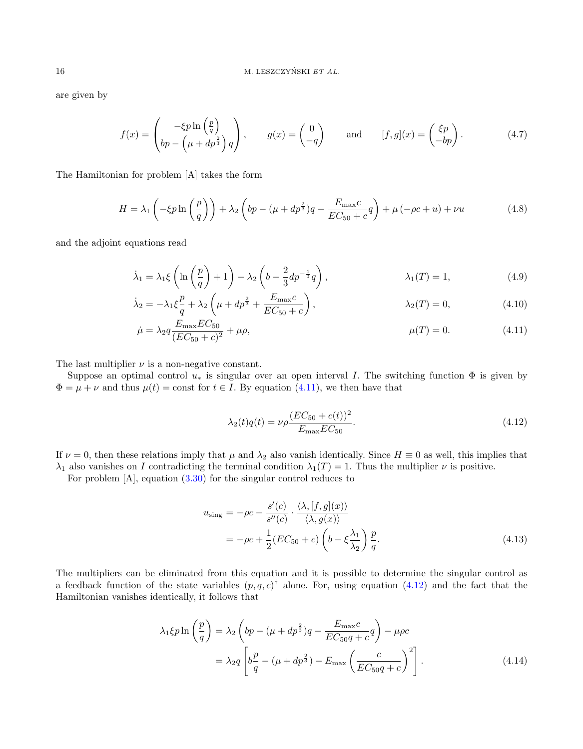are given by

$$f(x) = \begin{pmatrix} -\xi p \ln\left(\frac{p}{q}\right) \\ bp - \left(\mu + dp^{\frac{2}{3}}\right) q \end{pmatrix}, \qquad g(x) = \begin{pmatrix} 0 \\ -q \end{pmatrix} \qquad \text{and} \qquad [f,g](x) = \begin{pmatrix} \xi p \\ -bp \end{pmatrix}. \tag{4.7}$$

The Hamiltonian for problem [A] takes the form

$$H = \lambda_1 \left( -\xi p \ln\left(\frac{p}{q}\right)\right) + \lambda_2 \left( bp - (\mu + dp^{\frac{2}{3}})q - \frac{E_{\max} c}{EC_{50} + c} q \right) + \mu \left(-\rho c + u\right) + \nu u \tag{4.8}$$

and the adjoint equations read

$$\dot{\lambda}_1 = \lambda_1 \xi \left( \ln\left(\frac{p}{q}\right) + 1 \right) - \lambda_2 \left( b - \frac{2}{3} d p^{-\frac{1}{3}} q \right), \qquad \lambda_1(T) = 1, \tag{4.9}$$

$$\dot{\lambda}_2 = -\lambda_1 \xi \frac{p}{q} + \lambda_2 \left( \mu + dp^{\frac{2}{3}} + \frac{E_{\max} c}{EC_{50} + c} \right), \qquad \lambda_2(T) = 0, \tag{4.10}$$

$$\dot{\mu} = \lambda_2 q \frac{E_{\max} EC_{50}}{(EC_{50} + c)^2} + \mu \rho, \qquad \mu(T) = 0. \tag{4.11}$$

The last multiplier $\nu$ is a non-negative constant.

Suppose an optimal control $u_*$ is singular over an open interval $I$. The switching function $\Phi$ is given by $\Phi = \mu + \nu$ and thus $\mu(t) = \text{const}$ for $t \in I$. By equation (4.11), we then have that

$$\lambda_2(t) q(t) = \nu \rho \frac{(EC_{50} + c(t))^2}{E_{\max} EC_{50}}. \tag{4.12}$$

If $\nu = 0$, then these relations imply that $\mu$ and $\lambda_2$ also vanish identically. Since $H \equiv 0$ as well, this implies that $\lambda_1$ also vanishes on $I$ contradicting the terminal condition $\lambda_1(T) = 1$. Thus the multiplier $\nu$ is positive.

For problem [A], equation (3.30) for the singular control reduces to

$$\begin{aligned} u_{\text{sing}} &= -\rho c - \frac{s'(c)}{s''(c)} \cdot \frac{\langle \lambda, [f,g](x) \rangle}{\langle \lambda, g(x) \rangle} \\ &= -\rho c + \frac{1}{2}(EC_{50} + c) \left( b - \xi \frac{\lambda_1}{\lambda_2} \right) \frac{p}{q}. \end{aligned} \tag{4.13}$$

The multipliers can be eliminated from this equation and it is possible to determine the singular control as a feedback function of the state variables $(p,q,c)^\dagger$ alone. For, using equation (4.12) and the fact that the Hamiltonian vanishes identically, it follows that

$$\begin{aligned} \lambda_1 \xi p \ln\left(\frac{p}{q}\right) &= \lambda_2 \left( bp - (\mu + dp^{\frac{2}{3}})q - \frac{E_{\max} c}{EC_{50} q + c} q \right) - \mu \rho c \\ &= \lambda_2 q \left[ b\frac{p}{q} - (\mu + dp^{\frac{2}{3}}) - E_{\max} \left( \frac{c}{EC_{50} q + c} \right)^2 \right]. \end{aligned} \tag{4.14}$$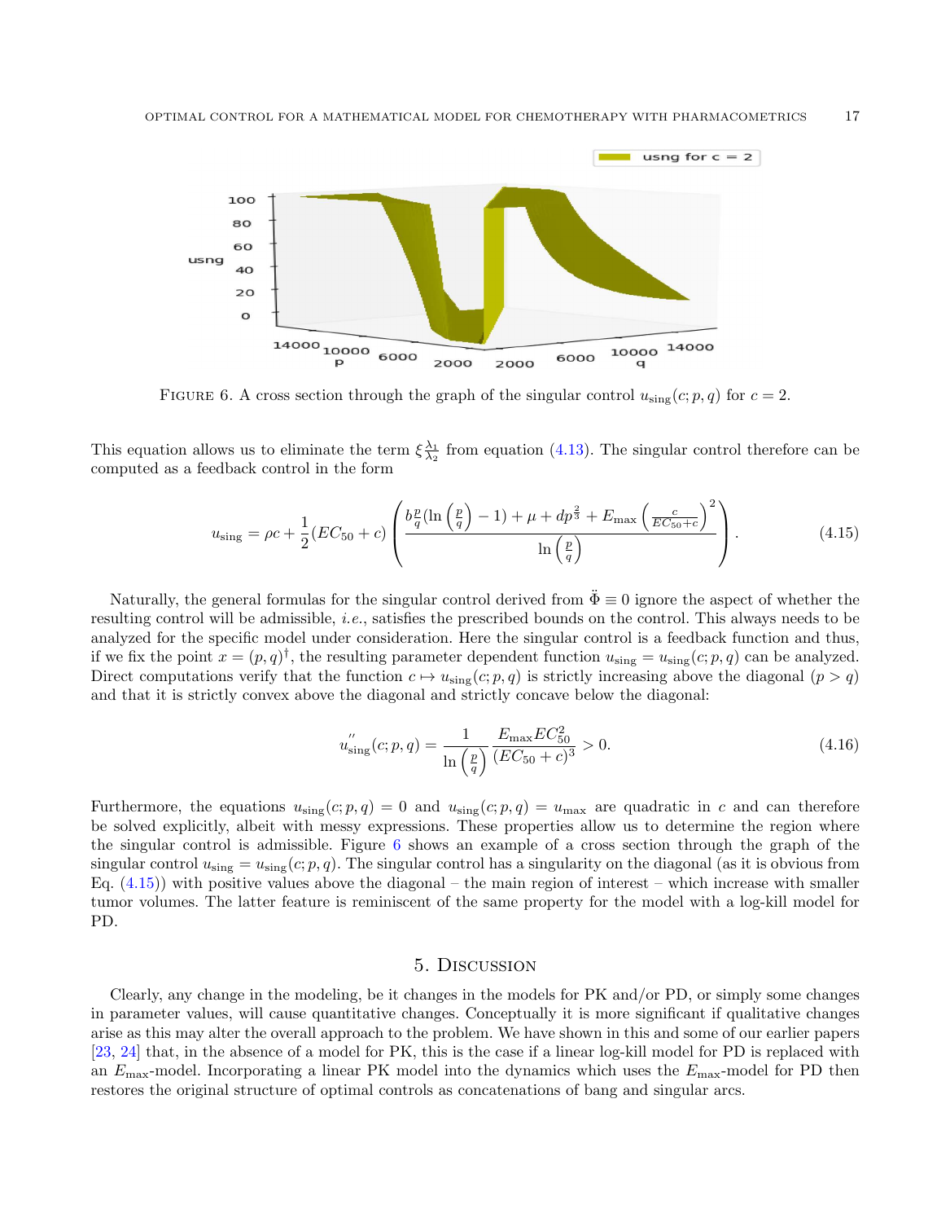FIGURE 6. A cross section through the graph of the singular control $u_{\text{sing}}(c; p, q)$ for $c = 2$.

This equation allows us to eliminate the term $\xi \frac{\lambda_1}{\lambda_2}$ from equation (4.13). The singular control therefore can be computed as a feedback control in the form

$$u_{\text{sing}} = \rho c + \frac{1}{2}(EC_{50} + c)\left(\frac{b\frac{p}{q}(\ln\left(\frac{p}{q}\right) - 1) + \mu + dp^{\frac{2}{3}} + E_{\max}\left(\frac{c}{EC_{50}+c}\right)^2}{\ln\left(\frac{p}{q}\right)}\right). \tag{4.15}$$

Naturally, the general formulas for the singular control derived from $\ddot{\Phi} \equiv 0$ ignore the aspect of whether the resulting control will be admissible, *i.e.*, satisfies the prescribed bounds on the control. This always needs to be analyzed for the specific model under consideration. Here the singular control is a feedback function and thus, if we fix the point $x = (p, q)^{\dagger}$, the resulting parameter dependent function $u_{\text{sing}} = u_{\text{sing}}(c; p, q)$ can be analyzed. Direct computations verify that the function $c \mapsto u_{\text{sing}}(c; p, q)$ is strictly increasing above the diagonal $(p > q)$ and that it is strictly convex above the diagonal and strictly concave below the diagonal:

$$u''_{\text{sing}}(c; p, q) = \frac{1}{\ln\left(\frac{p}{q}\right)} \frac{E_{\max} EC_{50}^2}{(EC_{50} + c)^3} > 0. \tag{4.16}$$

Furthermore, the equations $u_{\text{sing}}(c; p, q) = 0$ and $u_{\text{sing}}(c; p, q) = u_{\max}$ are quadratic in $c$ and can therefore be solved explicitly, albeit with messy expressions. These properties allow us to determine the region where the singular control is admissible. Figure 6 shows an example of a cross section through the graph of the singular control $u_{\text{sing}} = u_{\text{sing}}(c; p, q)$. The singular control has a singularity on the diagonal (as it is obvious from Eq. (4.15)) with positive values above the diagonal – the main region of interest – which increase with smaller tumor volumes. The latter feature is reminiscent of the same property for the model with a log-kill model for PD.

## 5. Discussion

Clearly, any change in the modeling, be it changes in the models for PK and/or PD, or simply some changes in parameter values, will cause quantitative changes. Conceptually it is more significant if qualitative changes arise as this may alter the overall approach to the problem. We have shown in this and some of our earlier papers [23, 24] that, in the absence of a model for PK, this is the case if a linear log-kill model for PD is replaced with an $E_{\max}$-model. Incorporating a linear PK model into the dynamics which uses the $E_{\max}$-model for PD then restores the original structure of optimal controls as concatenations of bang and singular arcs.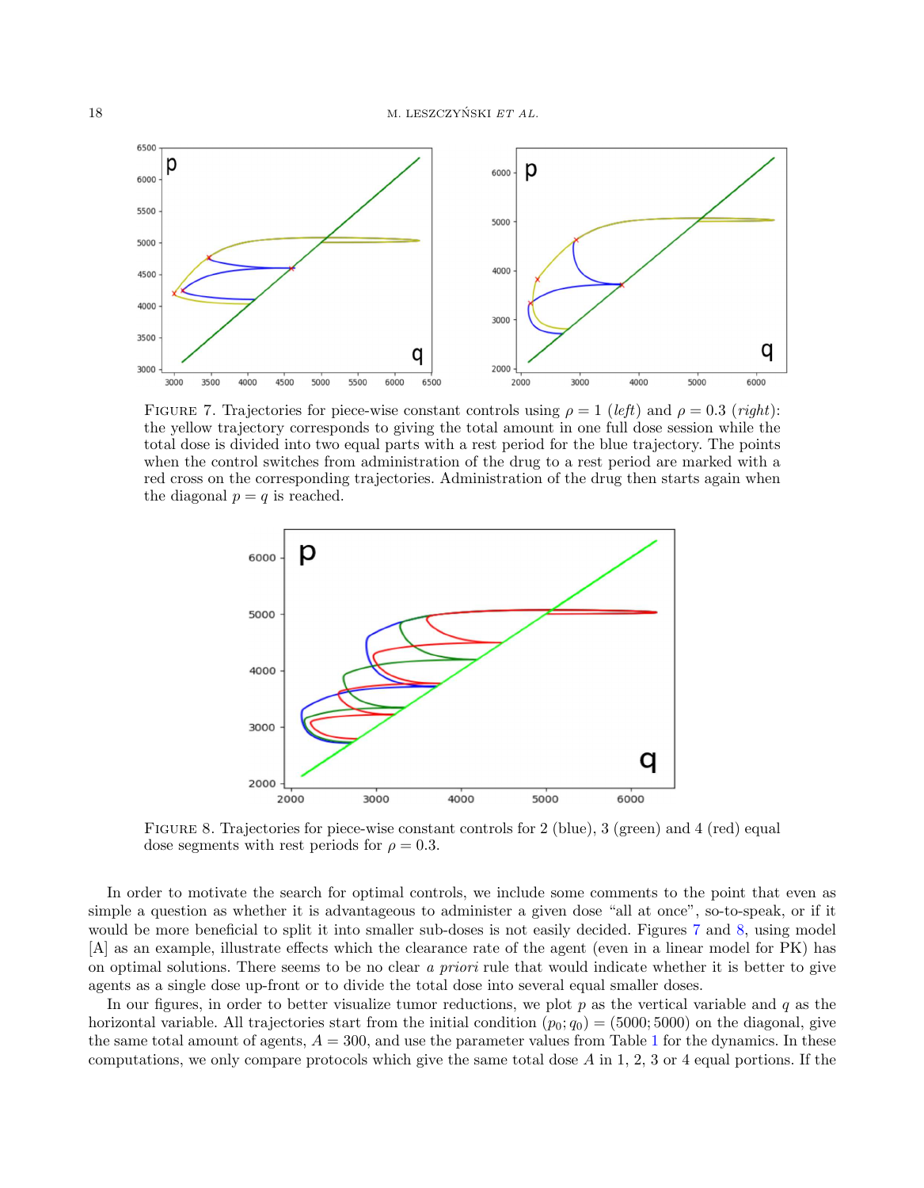FIGURE 7. Trajectories for piece-wise constant controls using $\rho = 1$ (*left*) and $\rho = 0.3$ (*right*): the yellow trajectory corresponds to giving the total amount in one full dose session while the total dose is divided into two equal parts with a rest period for the blue trajectory. The points when the control switches from administration of the drug to a rest period are marked with a red cross on the corresponding trajectories. Administration of the drug then starts again when the diagonal $p = q$ is reached.

FIGURE 8. Trajectories for piece-wise constant controls for 2 (blue), 3 (green) and 4 (red) equal dose segments with rest periods for $\rho = 0.3$.

In order to motivate the search for optimal controls, we include some comments to the point that even as simple a question as whether it is advantageous to administer a given dose "all at once", so-to-speak, or if it would be more beneficial to split it into smaller sub-doses is not easily decided. Figures 7 and 8, using model [A] as an example, illustrate effects which the clearance rate of the agent (even in a linear model for PK) has on optimal solutions. There seems to be no clear *a priori* rule that would indicate whether it is better to give agents as a single dose up-front or to divide the total dose into several equal smaller doses.

In our figures, in order to better visualize tumor reductions, we plot $p$ as the vertical variable and $q$ as the horizontal variable. All trajectories start from the initial condition $(p_0; q_0) = (5000; 5000)$ on the diagonal, give the same total amount of agents, $A = 300$, and use the parameter values from Table 1 for the dynamics. In these computations, we only compare protocols which give the same total dose $A$ in 1, 2, 3 or 4 equal portions. If the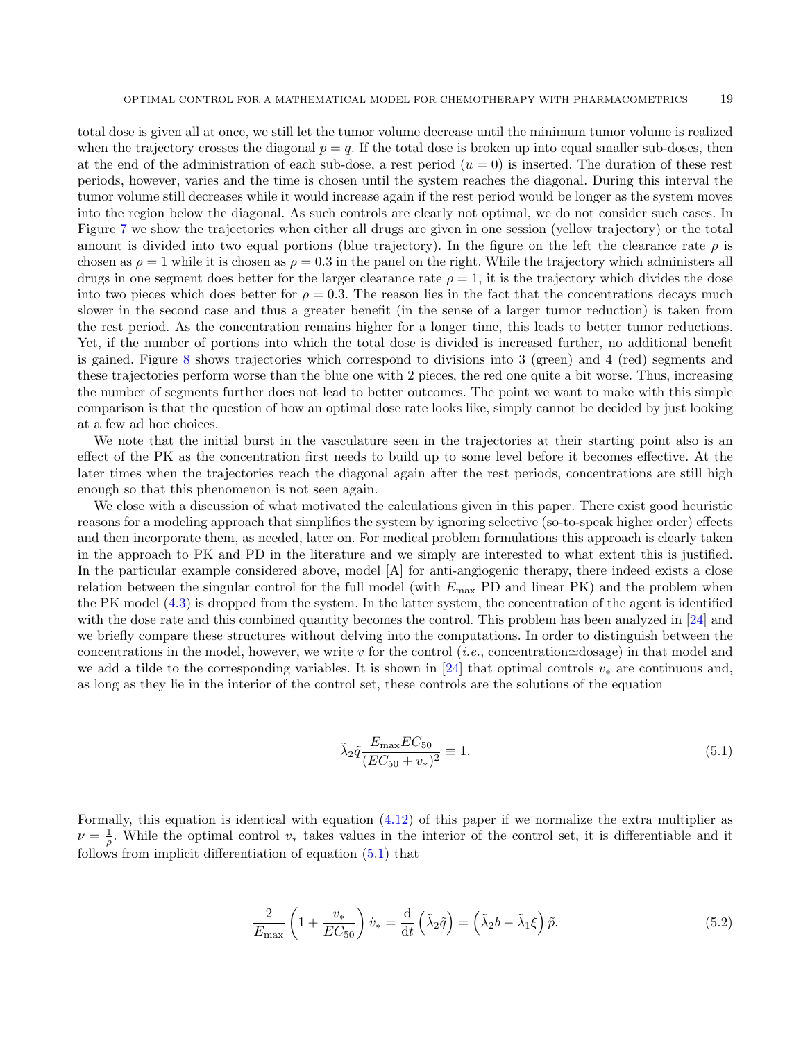total dose is given all at once, we still let the tumor volume decrease until the minimum tumor volume is realized when the trajectory crosses the diagonal $p = q$. If the total dose is broken up into equal smaller sub-doses, then at the end of the administration of each sub-dose, a rest period ($u = 0$) is inserted. The duration of these rest periods, however, varies and the time is chosen until the system reaches the diagonal. During this interval the tumor volume still decreases while it would increase again if the rest period would be longer as the system moves into the region below the diagonal. As such controls are clearly not optimal, we do not consider such cases. In Figure 7 we show the trajectories when either all drugs are given in one session (yellow trajectory) or the total amount is divided into two equal portions (blue trajectory). In the figure on the left the clearance rate $\rho$ is chosen as $\rho = 1$ while it is chosen as $\rho = 0.3$ in the panel on the right. While the trajectory which administers all drugs in one segment does better for the larger clearance rate $\rho = 1$, it is the trajectory which divides the dose into two pieces which does better for $\rho = 0.3$. The reason lies in the fact that the concentrations decays much slower in the second case and thus a greater benefit (in the sense of a larger tumor reduction) is taken from the rest period. As the concentration remains higher for a longer time, this leads to better tumor reductions. Yet, if the number of portions into which the total dose is divided is increased further, no additional benefit is gained. Figure 8 shows trajectories which correspond to divisions into 3 (green) and 4 (red) segments and these trajectories perform worse than the blue one with 2 pieces, the red one quite a bit worse. Thus, increasing the number of segments further does not lead to better outcomes. The point we want to make with this simple comparison is that the question of how an optimal dose rate looks like, simply cannot be decided by just looking at a few ad hoc choices.

We note that the initial burst in the vasculature seen in the trajectories at their starting point also is an effect of the PK as the concentration first needs to build up to some level before it becomes effective. At the later times when the trajectories reach the diagonal again after the rest periods, concentrations are still high enough so that this phenomenon is not seen again.

We close with a discussion of what motivated the calculations given in this paper. There exist good heuristic reasons for a modeling approach that simplifies the system by ignoring selective (so-to-speak higher order) effects and then incorporate them, as needed, later on. For medical problem formulations this approach is clearly taken in the approach to PK and PD in the literature and we simply are interested to what extent this is justified. In the particular example considered above, model [A] for anti-angiogenic therapy, there indeed exists a close relation between the singular control for the full model (with $E_{\max}$ PD and linear PK) and the problem when the PK model (4.3) is dropped from the system. In the latter system, the concentration of the agent is identified with the dose rate and this combined quantity becomes the control. This problem has been analyzed in [24] and we briefly compare these structures without delving into the computations. In order to distinguish between the concentrations in the model, however, we write $v$ for the control (*i.e.*, concentration$\simeq$dosage) in that model and we add a tilde to the corresponding variables. It is shown in [24] that optimal controls $v_*$ are continuous and, as long as they lie in the interior of the control set, these controls are the solutions of the equation

$$\tilde{\lambda}_2 \tilde{q} \frac{E_{\max} EC_{50}}{(EC_{50} + v_*)^2} \equiv 1. \tag{5.1}$$

Formally, this equation is identical with equation (4.12) of this paper if we normalize the extra multiplier as $\nu = \frac{1}{\rho}$. While the optimal control $v_*$ takes values in the interior of the control set, it is differentiable and it follows from implicit differentiation of equation (5.1) that

$$\frac{2}{E_{\max}} \left(1 + \frac{v_*}{EC_{50}}\right) \dot{v}_* = \frac{\mathrm{d}}{\mathrm{d}t}\left(\tilde{\lambda}_2 \tilde{q}\right) = \left(\tilde{\lambda}_2 b - \tilde{\lambda}_1 \xi\right) \tilde{p}. \tag{5.2}$$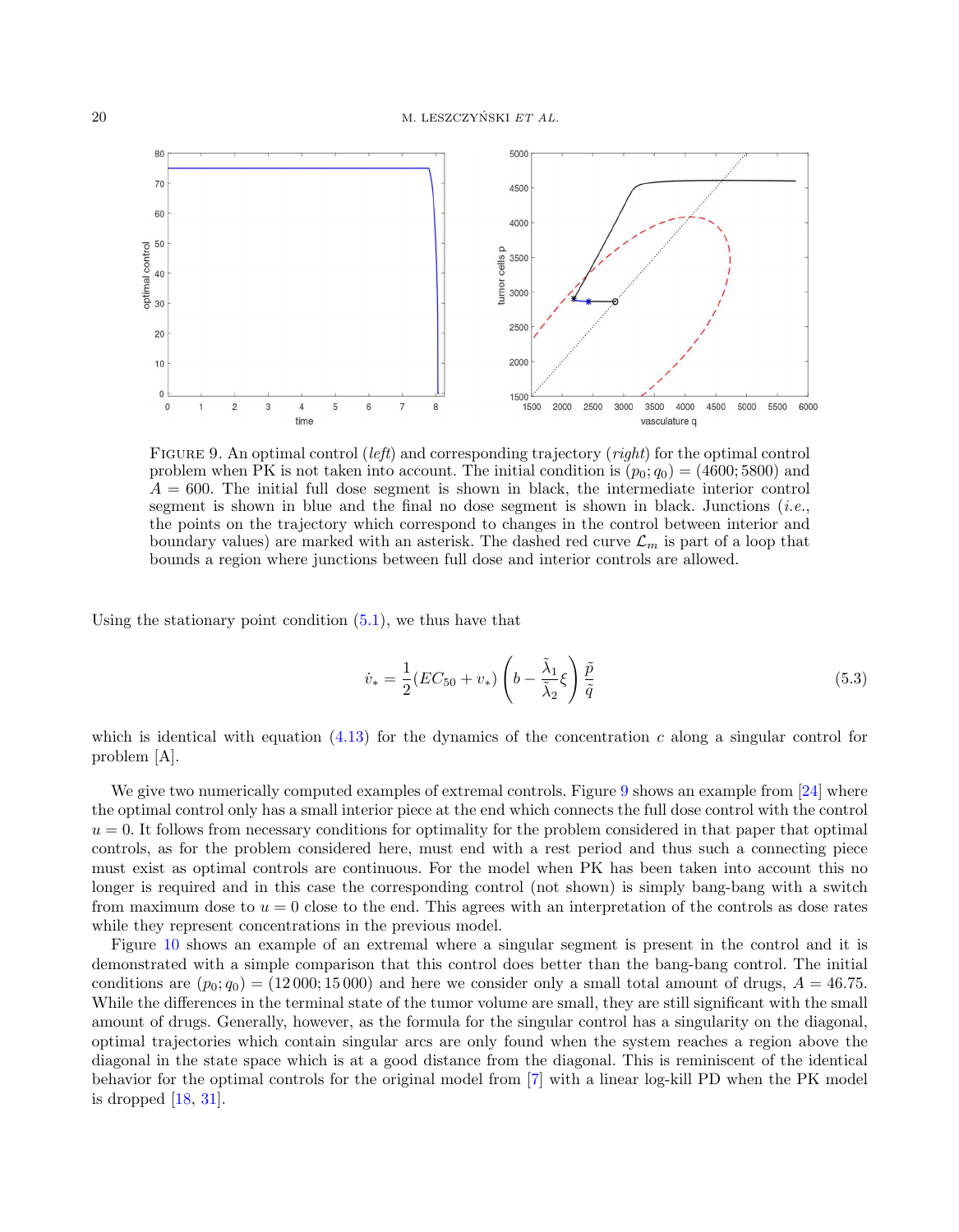FIGURE 9. An optimal control (*left*) and corresponding trajectory (*right*) for the optimal control problem when PK is not taken into account. The initial condition is $(p_0; q_0) = (4600; 5800)$ and $A = 600$. The initial full dose segment is shown in black, the intermediate interior control segment is shown in blue and the final no dose segment is shown in black. Junctions (*i.e.*, the points on the trajectory which correspond to changes in the control between interior and boundary values) are marked with an asterisk. The dashed red curve $\mathcal{L}_m$ is part of a loop that bounds a region where junctions between full dose and interior controls are allowed.

Using the stationary point condition (5.1), we thus have that

$$\dot{v}_* = \frac{1}{2}(EC_{50} + v_*)\left(b - \frac{\tilde{\lambda}_1}{\tilde{\lambda}_2}\xi\right)\frac{\tilde{p}}{\tilde{q}} \tag{5.3}$$

which is identical with equation (4.13) for the dynamics of the concentration $c$ along a singular control for problem [A].

We give two numerically computed examples of extremal controls. Figure 9 shows an example from [24] where the optimal control only has a small interior piece at the end which connects the full dose control with the control $u = 0$. It follows from necessary conditions for optimality for the problem considered in that paper that optimal controls, as for the problem considered here, must end with a rest period and thus such a connecting piece must exist as optimal controls are continuous. For the model when PK has been taken into account this no longer is required and in this case the corresponding control (not shown) is simply bang-bang with a switch from maximum dose to $u = 0$ close to the end. This agrees with an interpretation of the controls as dose rates while they represent concentrations in the previous model.

Figure 10 shows an example of an extremal where a singular segment is present in the control and it is demonstrated with a simple comparison that this control does better than the bang-bang control. The initial conditions are $(p_0; q_0) = (12\,000; 15\,000)$ and here we consider only a small total amount of drugs, $A = 46.75$. While the differences in the terminal state of the tumor volume are small, they are still significant with the small amount of drugs. Generally, however, as the formula for the singular control has a singularity on the diagonal, optimal trajectories which contain singular arcs are only found when the system reaches a region above the diagonal in the state space which is at a good distance from the diagonal. This is reminiscent of the identical behavior for the optimal controls for the original model from [7] with a linear log-kill PD when the PK model is dropped [18, 31].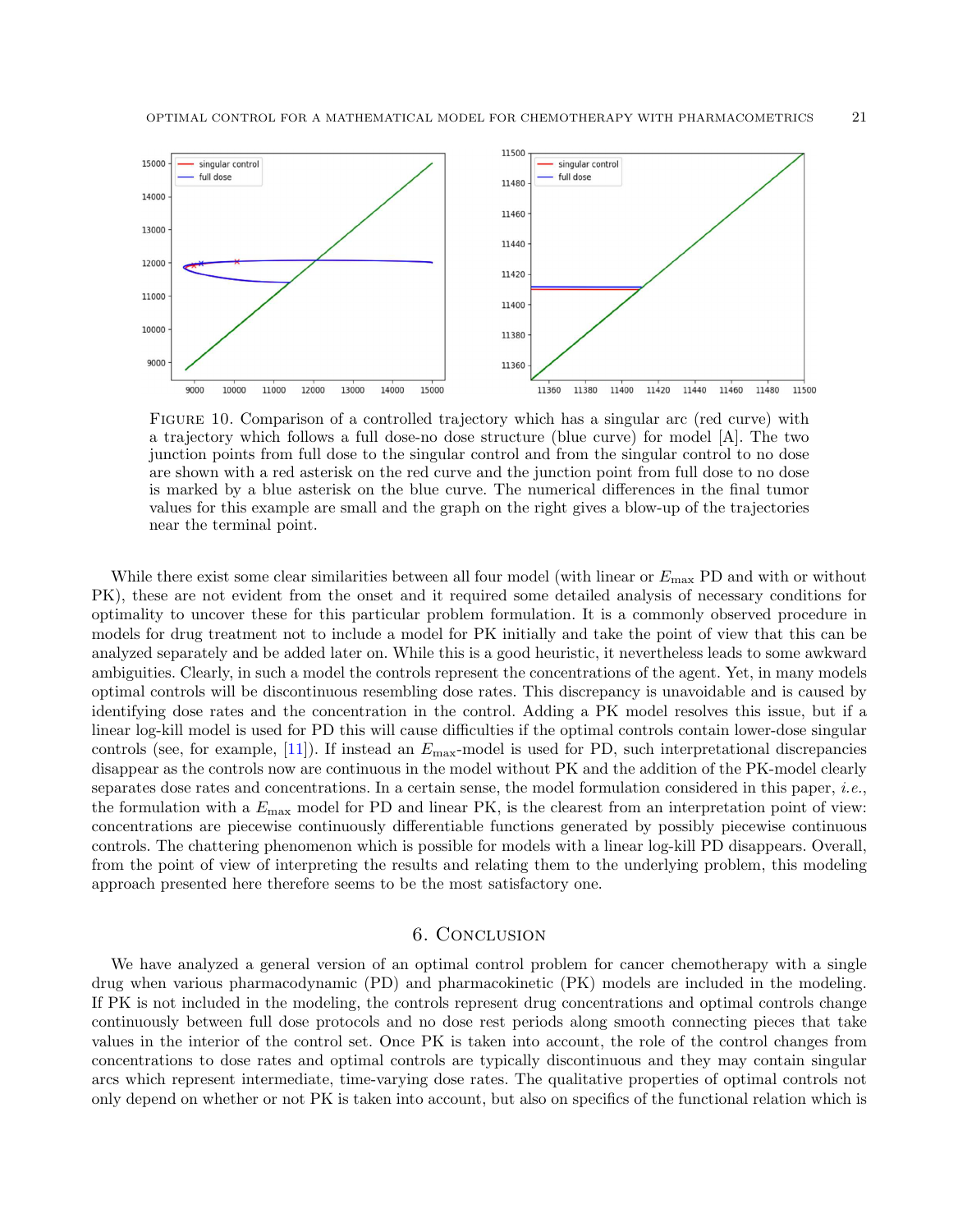FIGURE 10. Comparison of a controlled trajectory which has a singular arc (red curve) with a trajectory which follows a full dose-no dose structure (blue curve) for model [A]. The two junction points from full dose to the singular control and from the singular control to no dose are shown with a red asterisk on the red curve and the junction point from full dose to no dose is marked by a blue asterisk on the blue curve. The numerical differences in the final tumor values for this example are small and the graph on the right gives a blow-up of the trajectories near the terminal point.

While there exist some clear similarities between all four model (with linear or $E_{\max}$ PD and with or without PK), these are not evident from the onset and it required some detailed analysis of necessary conditions for optimality to uncover these for this particular problem formulation. It is a commonly observed procedure in models for drug treatment not to include a model for PK initially and take the point of view that this can be analyzed separately and be added later on. While this is a good heuristic, it nevertheless leads to some awkward ambiguities. Clearly, in such a model the controls represent the concentrations of the agent. Yet, in many models optimal controls will be discontinuous resembling dose rates. This discrepancy is unavoidable and is caused by identifying dose rates and the concentration in the control. Adding a PK model resolves this issue, but if a linear log-kill model is used for PD this will cause difficulties if the optimal controls contain lower-dose singular controls (see, for example, [11]). If instead an $E_{\max}$-model is used for PD, such interpretational discrepancies disappear as the controls now are continuous in the model without PK and the addition of the PK-model clearly separates dose rates and concentrations. In a certain sense, the model formulation considered in this paper, *i.e.*, the formulation with a $E_{\max}$ model for PD and linear PK, is the clearest from an interpretation point of view: concentrations are piecewise continuously differentiable functions generated by possibly piecewise continuous controls. The chattering phenomenon which is possible for models with a linear log-kill PD disappears. Overall, from the point of view of interpreting the results and relating them to the underlying problem, this modeling approach presented here therefore seems to be the most satisfactory one.

## 6. Conclusion

We have analyzed a general version of an optimal control problem for cancer chemotherapy with a single drug when various pharmacodynamic (PD) and pharmacokinetic (PK) models are included in the modeling. If PK is not included in the modeling, the controls represent drug concentrations and optimal controls change continuously between full dose protocols and no dose rest periods along smooth connecting pieces that take values in the interior of the control set. Once PK is taken into account, the role of the control changes from concentrations to dose rates and optimal controls are typically discontinuous and they may contain singular arcs which represent intermediate, time-varying dose rates. The qualitative properties of optimal controls not only depend on whether or not PK is taken into account, but also on specifics of the functional relation which is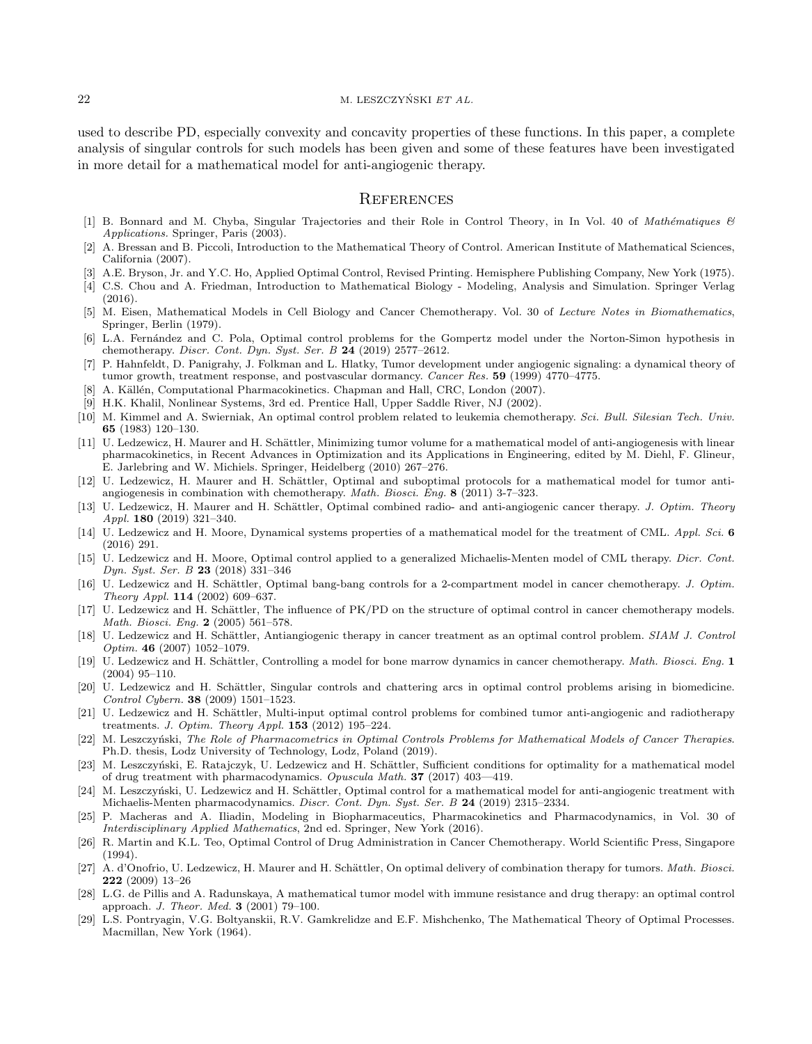used to describe PD, especially convexity and concavity properties of these functions. In this paper, a complete analysis of singular controls for such models has been given and some of these features have been investigated in more detail for a mathematical model for anti-angiogenic therapy.

## References

[1] B. Bonnard and M. Chyba, Singular Trajectories and their Role in Control Theory, in In Vol. 40 of *Mathématiques & Applications.* Springer, Paris (2003).

[2] A. Bressan and B. Piccoli, Introduction to the Mathematical Theory of Control. American Institute of Mathematical Sciences, California (2007).

[3] A.E. Bryson, Jr. and Y.C. Ho, Applied Optimal Control, Revised Printing. Hemisphere Publishing Company, New York (1975).

[4] C.S. Chou and A. Friedman, Introduction to Mathematical Biology - Modeling, Analysis and Simulation. Springer Verlag (2016).

[5] M. Eisen, Mathematical Models in Cell Biology and Cancer Chemotherapy. Vol. 30 of *Lecture Notes in Biomathematics*, Springer, Berlin (1979).

[6] L.A. Fernández and C. Pola, Optimal control problems for the Gompertz model under the Norton-Simon hypothesis in chemotherapy. *Discr. Cont. Dyn. Syst. Ser. B* **24** (2019) 2577–2612.

[7] P. Hahnfeldt, D. Panigrahy, J. Folkman and L. Hlatky, Tumor development under angiogenic signaling: a dynamical theory of tumor growth, treatment response, and postvascular dormancy. *Cancer Res.* **59** (1999) 4770–4775.

[8] A. Källén, Computational Pharmacokinetics. Chapman and Hall, CRC, London (2007).

[9] H.K. Khalil, Nonlinear Systems, 3rd ed. Prentice Hall, Upper Saddle River, NJ (2002).

[10] M. Kimmel and A. Swierniak, An optimal control problem related to leukemia chemotherapy. *Sci. Bull. Silesian Tech. Univ.* **65** (1983) 120–130.

[11] U. Ledzewicz, H. Maurer and H. Schättler, Minimizing tumor volume for a mathematical model of anti-angiogenesis with linear pharmacokinetics, in Recent Advances in Optimization and its Applications in Engineering, edited by M. Diehl, F. Glineur, E. Jarlebring and W. Michiels. Springer, Heidelberg (2010) 267–276.

[12] U. Ledzewicz, H. Maurer and H. Schättler, Optimal and suboptimal protocols for a mathematical model for tumor anti-angiogenesis in combination with chemotherapy. *Math. Biosci. Eng.* **8** (2011) 3-7–323.

[13] U. Ledzewicz, H. Maurer and H. Schättler, Optimal combined radio- and anti-angiogenic cancer therapy. *J. Optim. Theory Appl.* **180** (2019) 321–340.

[14] U. Ledzewicz and H. Moore, Dynamical systems properties of a mathematical model for the treatment of CML. *Appl. Sci.* **6** (2016) 291.

[15] U. Ledzewicz and H. Moore, Optimal control applied to a generalized Michaelis-Menten model of CML therapy. *Dicr. Cont. Dyn. Syst. Ser. B* **23** (2018) 331–346

[16] U. Ledzewicz and H. Schättler, Optimal bang-bang controls for a 2-compartment model in cancer chemotherapy. *J. Optim. Theory Appl.* **114** (2002) 609–637.

[17] U. Ledzewicz and H. Schättler, The influence of PK/PD on the structure of optimal control in cancer chemotherapy models. *Math. Biosci. Eng.* **2** (2005) 561–578.

[18] U. Ledzewicz and H. Schättler, Antiangiogenic therapy in cancer treatment as an optimal control problem. *SIAM J. Control Optim.* **46** (2007) 1052–1079.

[19] U. Ledzewicz and H. Schättler, Controlling a model for bone marrow dynamics in cancer chemotherapy. *Math. Biosci. Eng.* **1** (2004) 95–110.

[20] U. Ledzewicz and H. Schättler, Singular controls and chattering arcs in optimal control problems arising in biomedicine. *Control Cybern.* **38** (2009) 1501–1523.

[21] U. Ledzewicz and H. Schättler, Multi-input optimal control problems for combined tumor anti-angiogenic and radiotherapy treatments. *J. Optim. Theory Appl.* **153** (2012) 195–224.

[22] M. Leszczyński, *The Role of Pharmacometrics in Optimal Controls Problems for Mathematical Models of Cancer Therapies.* Ph.D. thesis, Lodz University of Technology, Lodz, Poland (2019).

[23] M. Leszczyński, E. Ratajczyk, U. Ledzewicz and H. Schättler, Sufficient conditions for optimality for a mathematical model of drug treatment with pharmacodynamics. *Opuscula Math.* **37** (2017) 403—419.

[24] M. Leszczyński, U. Ledzewicz and H. Schättler, Optimal control for a mathematical model for anti-angiogenic treatment with Michaelis-Menten pharmacodynamics. *Discr. Cont. Dyn. Syst. Ser. B* **24** (2019) 2315–2334.

[25] P. Macheras and A. Iliadin, Modeling in Biopharmaceutics, Pharmacokinetics and Pharmacodynamics, in Vol. 30 of *Interdisciplinary Applied Mathematics*, 2nd ed. Springer, New York (2016).

[26] R. Martin and K.L. Teo, Optimal Control of Drug Administration in Cancer Chemotherapy. World Scientific Press, Singapore (1994).

[27] A. d'Onofrio, U. Ledzewicz, H. Maurer and H. Schättler, On optimal delivery of combination therapy for tumors. *Math. Biosci.* **222** (2009) 13–26

[28] L.G. de Pillis and A. Radunskaya, A mathematical tumor model with immune resistance and drug therapy: an optimal control approach. *J. Theor. Med.* **3** (2001) 79–100.

[29] L.S. Pontryagin, V.G. Boltyanskii, R.V. Gamkrelidze and E.F. Mishchenko, The Mathematical Theory of Optimal Processes. Macmillan, New York (1964).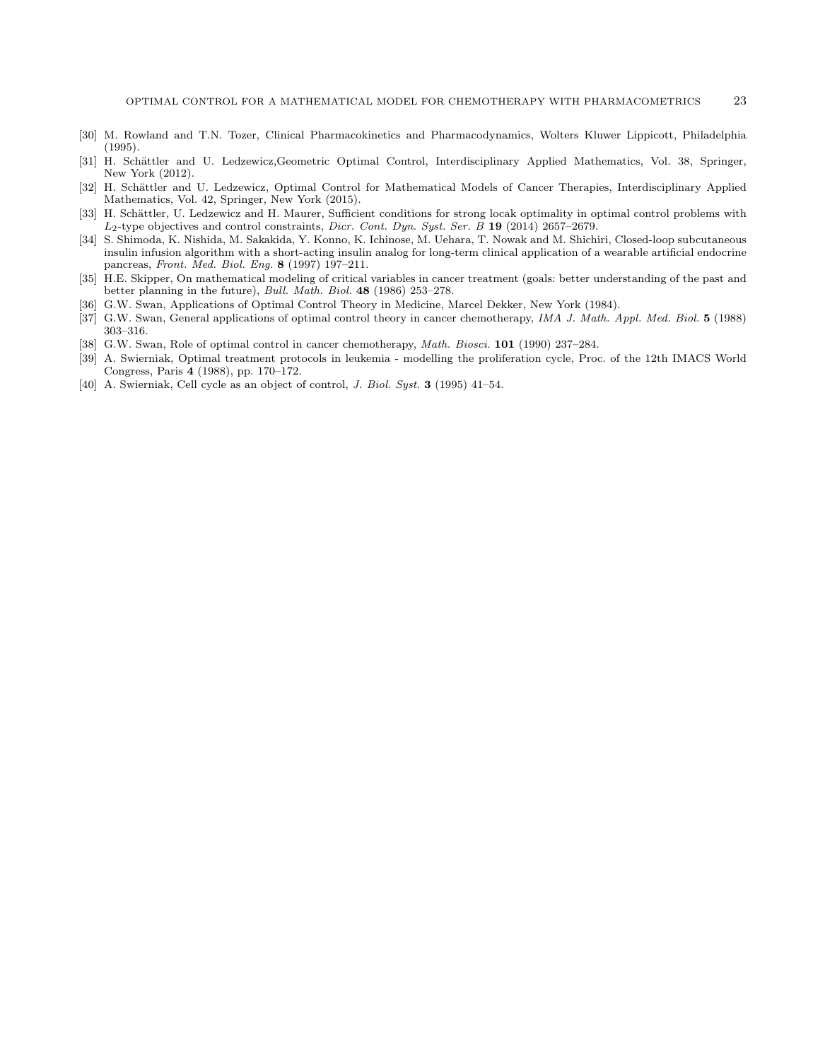[30] M. Rowland and T.N. Tozer, Clinical Pharmacokinetics and Pharmacodynamics, Wolters Kluwer Lippicott, Philadelphia (1995).

[31] H. Schättler and U. Ledzewicz,Geometric Optimal Control, Interdisciplinary Applied Mathematics, Vol. 38, Springer, New York (2012).

[32] H. Schättler and U. Ledzewicz, Optimal Control for Mathematical Models of Cancer Therapies, Interdisciplinary Applied Mathematics, Vol. 42, Springer, New York (2015).

[33] H. Schättler, U. Ledzewicz and H. Maurer, Sufficient conditions for strong locak optimality in optimal control problems with $L_2$-type objectives and control constraints, *Dicr. Cont. Dyn. Syst. Ser. B* **19** (2014) 2657–2679.

[34] S. Shimoda, K. Nishida, M. Sakakida, Y. Konno, K. Ichinose, M. Uehara, T. Nowak and M. Shichiri, Closed-loop subcutaneous insulin infusion algorithm with a short-acting insulin analog for long-term clinical application of a wearable artificial endocrine pancreas, *Front. Med. Biol. Eng.* **8** (1997) 197–211.

[35] H.E. Skipper, On mathematical modeling of critical variables in cancer treatment (goals: better understanding of the past and better planning in the future), *Bull. Math. Biol.* **48** (1986) 253–278.

[36] G.W. Swan, Applications of Optimal Control Theory in Medicine, Marcel Dekker, New York (1984).

[37] G.W. Swan, General applications of optimal control theory in cancer chemotherapy, *IMA J. Math. Appl. Med. Biol.* **5** (1988) 303–316.

[38] G.W. Swan, Role of optimal control in cancer chemotherapy, *Math. Biosci.* **101** (1990) 237–284.

[39] A. Swierniak, Optimal treatment protocols in leukemia - modelling the proliferation cycle, Proc. of the 12th IMACS World Congress, Paris **4** (1988), pp. 170–172.

[40] A. Swierniak, Cell cycle as an object of control, *J. Biol. Syst.* **3** (1995) 41–54.